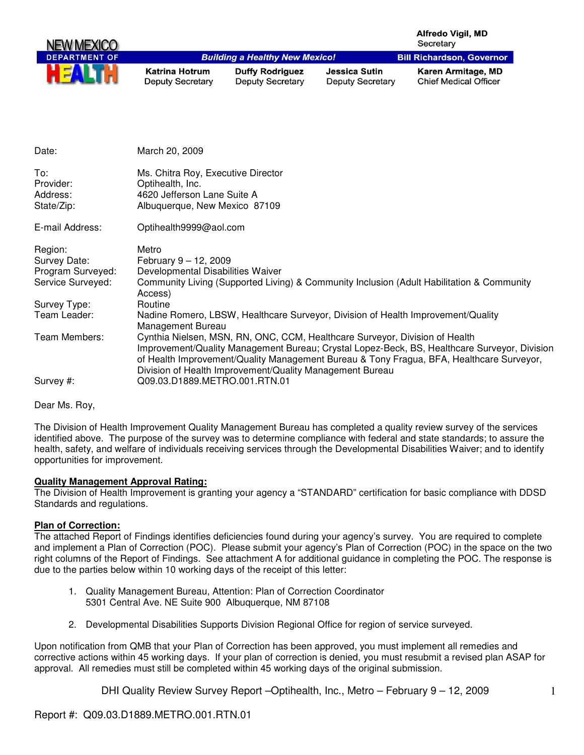NEW MEXICO DEPARTMENT OF HEALTH

*Building a Healthy New Mexico!*

**Alfredo Vigil, MD**
Secretary

**Bill Richardson, Governor**

| **Katrina Hotrum** | **Duffy Rodriguez** | **Jessica Sutin** | **Karen Armitage, MD** |
|---|---|---|---|
| Deputy Secretary | Deputy Secretary | Deputy Secretary | Chief Medical Officer |

| | |
|---|---|
| Date: | March 20, 2009 |
| To: | Ms. Chitra Roy, Executive Director |
| Provider: | Optihealth, Inc. |
| Address: | 4620 Jefferson Lane Suite A |
| State/Zip: | Albuquerque, New Mexico 87109 |
| E-mail Address: | Optihealth9999@aol.com |
| Region: | Metro |
| Survey Date: | February 9 – 12, 2009 |
| Program Surveyed: | Developmental Disabilities Waiver |
| Service Surveyed: | Community Living (Supported Living) & Community Inclusion (Adult Habilitation & Community Access) |
| Survey Type: | Routine |
| Team Leader: | Nadine Romero, LBSW, Healthcare Surveyor, Division of Health Improvement/Quality Management Bureau |
| Team Members: | Cynthia Nielsen, MSN, RN, ONC, CCM, Healthcare Surveyor, Division of Health Improvement/Quality Management Bureau; Crystal Lopez-Beck, BS, Healthcare Surveyor, Division of Health Improvement/Quality Management Bureau & Tony Fragua, BFA, Healthcare Surveyor, Division of Health Improvement/Quality Management Bureau |
| Survey #: | Q09.03.D1889.METRO.001.RTN.01 |

Dear Ms. Roy,

The Division of Health Improvement Quality Management Bureau has completed a quality review survey of the services identified above. The purpose of the survey was to determine compliance with federal and state standards; to assure the health, safety, and welfare of individuals receiving services through the Developmental Disabilities Waiver; and to identify opportunities for improvement.

**Quality Management Approval Rating:**

The Division of Health Improvement is granting your agency a "STANDARD" certification for basic compliance with DDSD Standards and regulations.

**Plan of Correction:**

The attached Report of Findings identifies deficiencies found during your agency's survey. You are required to complete and implement a Plan of Correction (POC). Please submit your agency's Plan of Correction (POC) in the space on the two right columns of the Report of Findings. See attachment A for additional guidance in completing the POC. The response is due to the parties below within 10 working days of the receipt of this letter:

1. Quality Management Bureau, Attention: Plan of Correction Coordinator
   5301 Central Ave. NE Suite 900 Albuquerque, NM 87108

2. Developmental Disabilities Supports Division Regional Office for region of service surveyed.

Upon notification from QMB that your Plan of Correction has been approved, you must implement all remedies and corrective actions within 45 working days. If your plan of correction is denied, you must resubmit a revised plan ASAP for approval. All remedies must still be completed within 45 working days of the original submission.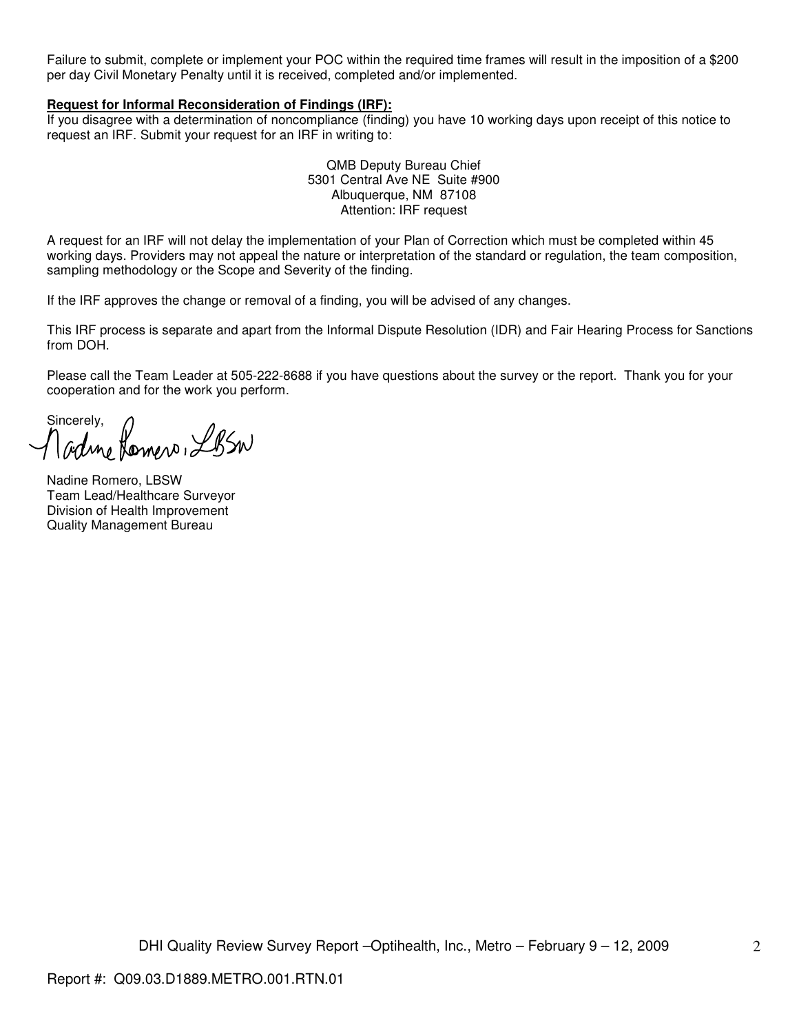Failure to submit, complete or implement your POC within the required time frames will result in the imposition of a $200 per day Civil Monetary Penalty until it is received, completed and/or implemented.

**Request for Informal Reconsideration of Findings (IRF):**

If you disagree with a determination of noncompliance (finding) you have 10 working days upon receipt of this notice to request an IRF. Submit your request for an IRF in writing to:

QMB Deputy Bureau Chief
5301 Central Ave NE Suite #900
Albuquerque, NM 87108
Attention: IRF request

A request for an IRF will not delay the implementation of your Plan of Correction which must be completed within 45 working days. Providers may not appeal the nature or interpretation of the standard or regulation, the team composition, sampling methodology or the Scope and Severity of the finding.

If the IRF approves the change or removal of a finding, you will be advised of any changes.

This IRF process is separate and apart from the Informal Dispute Resolution (IDR) and Fair Hearing Process for Sanctions from DOH.

Please call the Team Leader at 505-222-8688 if you have questions about the survey or the report. Thank you for your cooperation and for the work you perform.

Sincerely,

Nadine Romero, LBSW

Nadine Romero, LBSW
Team Lead/Healthcare Surveyor
Division of Health Improvement
Quality Management Bureau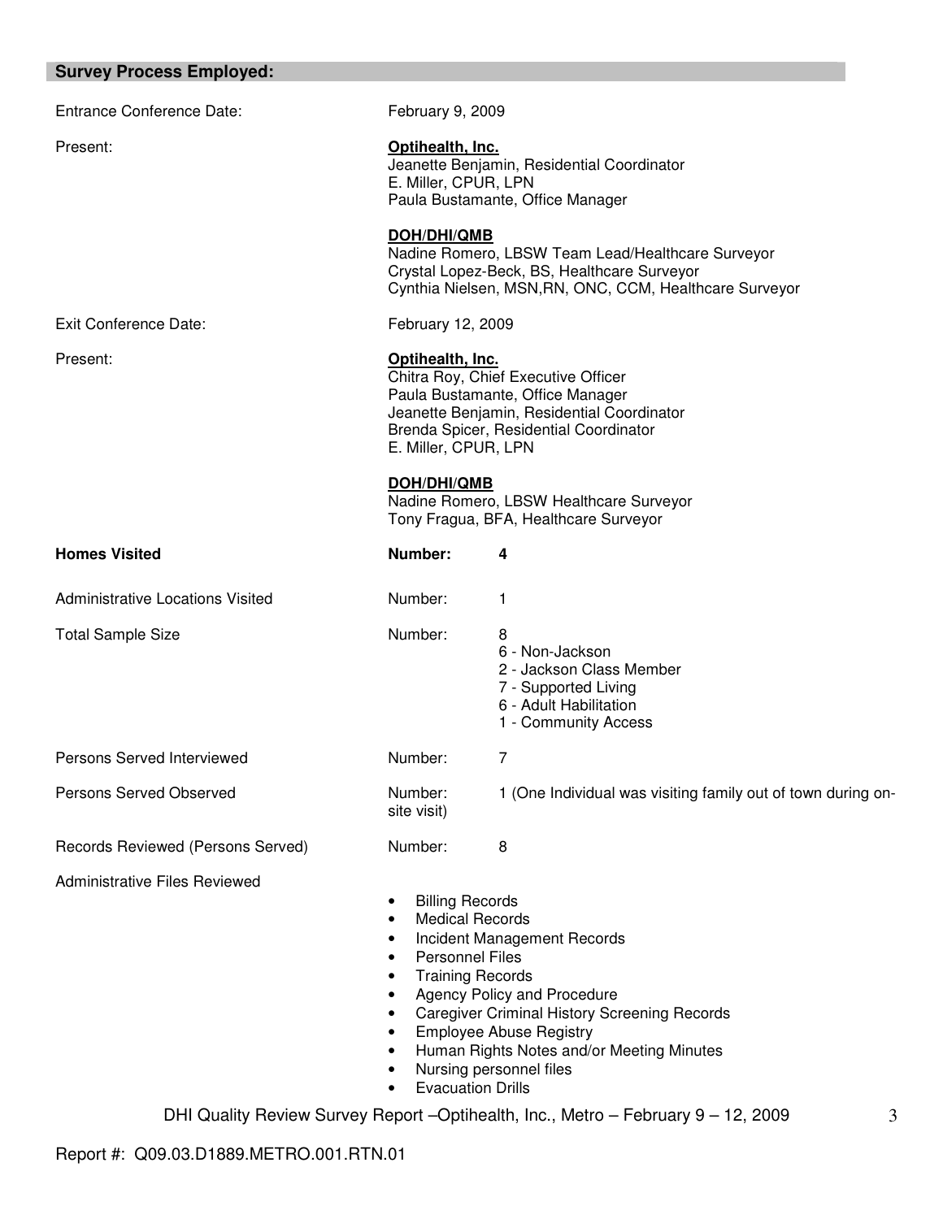## Survey Process Employed:

| | | |
|---|---|---|
| Entrance Conference Date: | February 9, 2009 | |
| Present: | **Optihealth, Inc.**<br>Jeanette Benjamin, Residential Coordinator<br>E. Miller, CPUR, LPN<br>Paula Bustamante, Office Manager<br><br>**DOH/DHI/QMB**<br>Nadine Romero, LBSW Team Lead/Healthcare Surveyor<br>Crystal Lopez-Beck, BS, Healthcare Surveyor<br>Cynthia Nielsen, MSN,RN, ONC, CCM, Healthcare Surveyor | |
| Exit Conference Date: | February 12, 2009 | |
| Present: | **Optihealth, Inc.**<br>Chitra Roy, Chief Executive Officer<br>Paula Bustamante, Office Manager<br>Jeanette Benjamin, Residential Coordinator<br>Brenda Spicer, Residential Coordinator<br>E. Miller, CPUR, LPN<br><br>**DOH/DHI/QMB**<br>Nadine Romero, LBSW Healthcare Surveyor<br>Tony Fragua, BFA, Healthcare Surveyor | |
| **Homes Visited** | **Number:** | **4** |
| Administrative Locations Visited | Number: | 1 |
| Total Sample Size | Number: | 8<br>6 - Non-Jackson<br>2 - Jackson Class Member<br>7 - Supported Living<br>6 - Adult Habilitation<br>1 - Community Access |
| Persons Served Interviewed | Number: | 7 |
| Persons Served Observed | Number: | 1 (One Individual was visiting family out of town during on-site visit) |
| Records Reviewed (Persons Served) | Number: | 8 |

Administrative Files Reviewed

- Billing Records
- Medical Records
- Incident Management Records
- Personnel Files
- Training Records
- Agency Policy and Procedure
- Caregiver Criminal History Screening Records
- Employee Abuse Registry
- Human Rights Notes and/or Meeting Minutes
- Nursing personnel files
- Evacuation Drills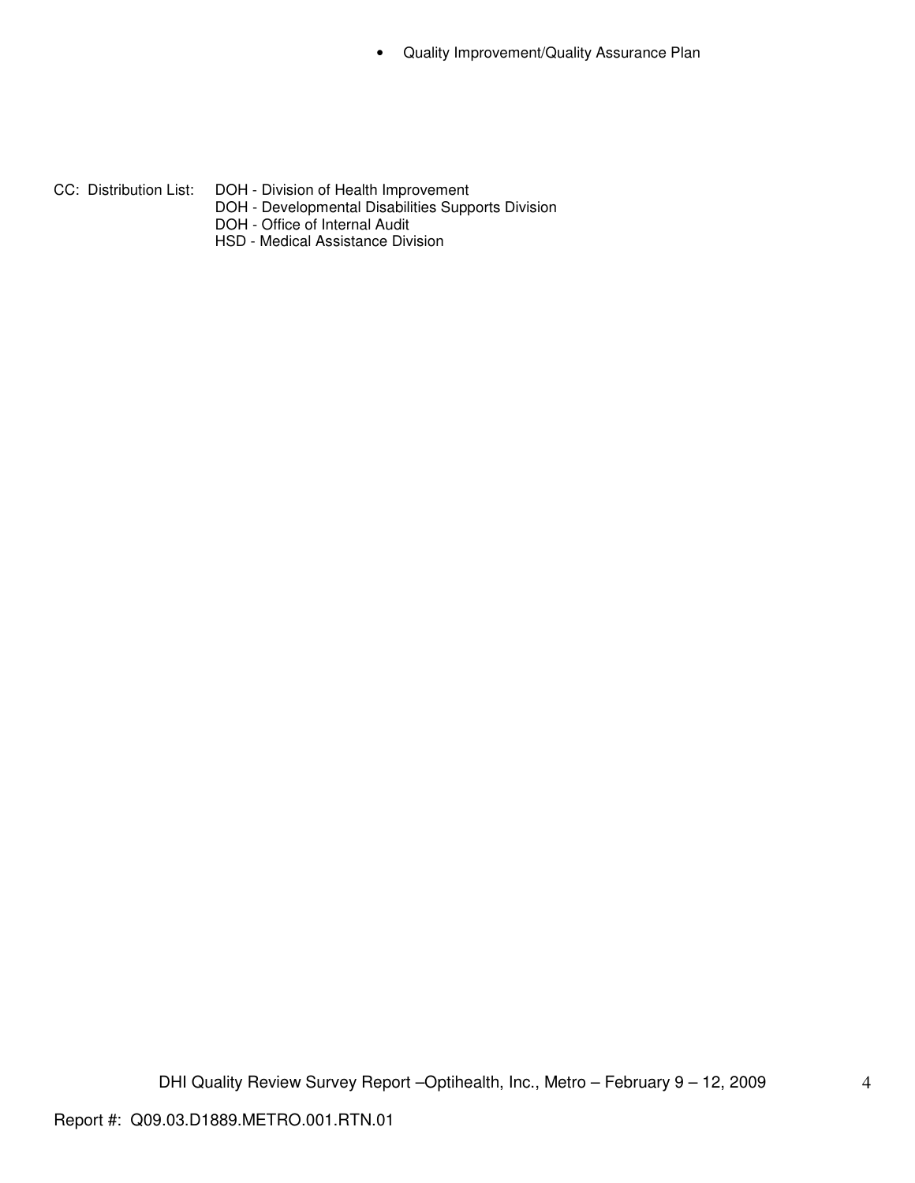- Quality Improvement/Quality Assurance Plan

CC: Distribution List: DOH - Division of Health Improvement
DOH - Developmental Disabilities Supports Division
DOH - Office of Internal Audit
HSD - Medical Assistance Division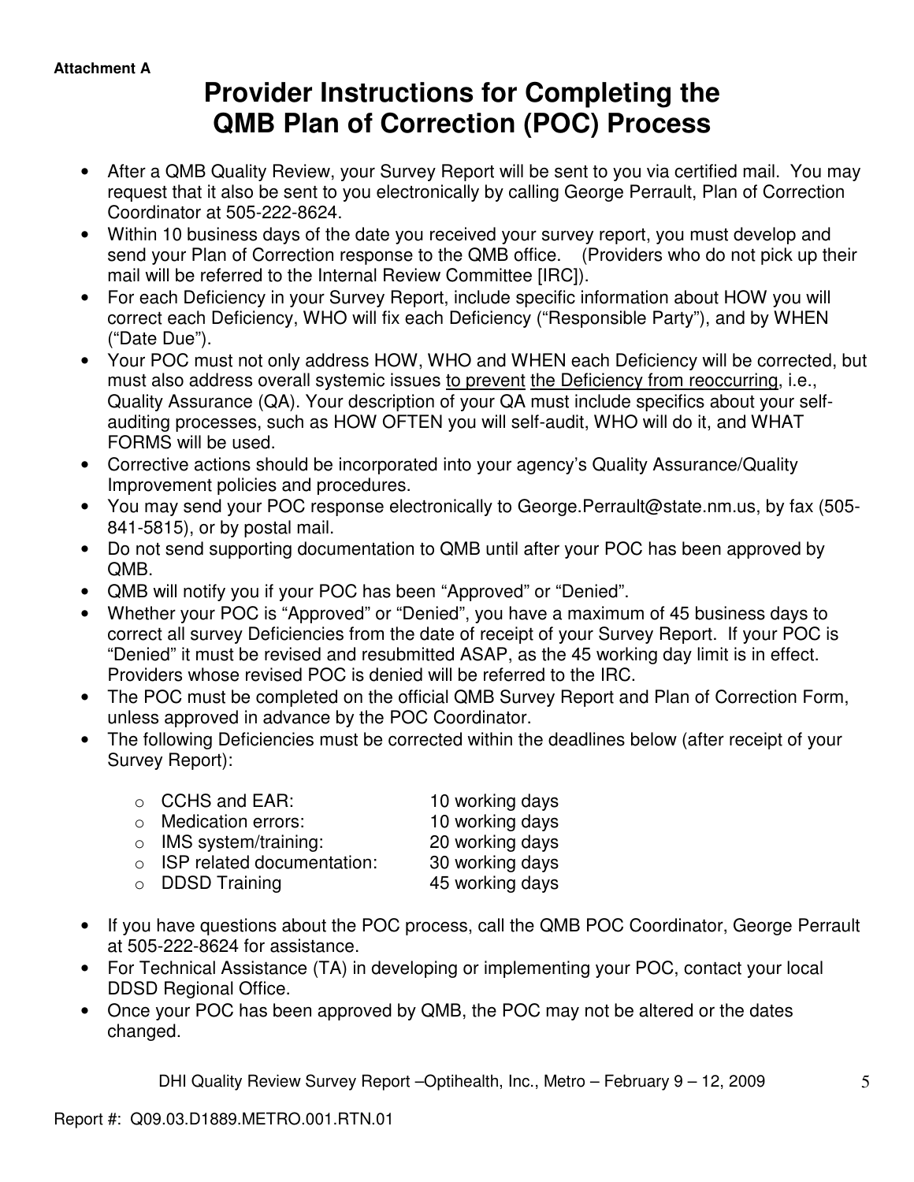**Attachment A**

# Provider Instructions for Completing the QMB Plan of Correction (POC) Process

- After a QMB Quality Review, your Survey Report will be sent to you via certified mail. You may request that it also be sent to you electronically by calling George Perrault, Plan of Correction Coordinator at 505-222-8624.
- Within 10 business days of the date you received your survey report, you must develop and send your Plan of Correction response to the QMB office. (Providers who do not pick up their mail will be referred to the Internal Review Committee [IRC]).
- For each Deficiency in your Survey Report, include specific information about HOW you will correct each Deficiency, WHO will fix each Deficiency ("Responsible Party"), and by WHEN ("Date Due").
- Your POC must not only address HOW, WHO and WHEN each Deficiency will be corrected, but must also address overall systemic issues <u>to prevent</u> <u>the Deficiency from reoccurring</u>, i.e., Quality Assurance (QA). Your description of your QA must include specifics about your self-auditing processes, such as HOW OFTEN you will self-audit, WHO will do it, and WHAT FORMS will be used.
- Corrective actions should be incorporated into your agency's Quality Assurance/Quality Improvement policies and procedures.
- You may send your POC response electronically to George.Perrault@state.nm.us, by fax (505-841-5815), or by postal mail.
- Do not send supporting documentation to QMB until after your POC has been approved by QMB.
- QMB will notify you if your POC has been "Approved" or "Denied".
- Whether your POC is "Approved" or "Denied", you have a maximum of 45 business days to correct all survey Deficiencies from the date of receipt of your Survey Report. If your POC is "Denied" it must be revised and resubmitted ASAP, as the 45 working day limit is in effect. Providers whose revised POC is denied will be referred to the IRC.
- The POC must be completed on the official QMB Survey Report and Plan of Correction Form, unless approved in advance by the POC Coordinator.
- The following Deficiencies must be corrected within the deadlines below (after receipt of your Survey Report):
  - CCHS and EAR: 10 working days
  - Medication errors: 10 working days
  - IMS system/training: 20 working days
  - ISP related documentation: 30 working days
  - DDSD Training 45 working days
- If you have questions about the POC process, call the QMB POC Coordinator, George Perrault at 505-222-8624 for assistance.
- For Technical Assistance (TA) in developing or implementing your POC, contact your local DDSD Regional Office.
- Once your POC has been approved by QMB, the POC may not be altered or the dates changed.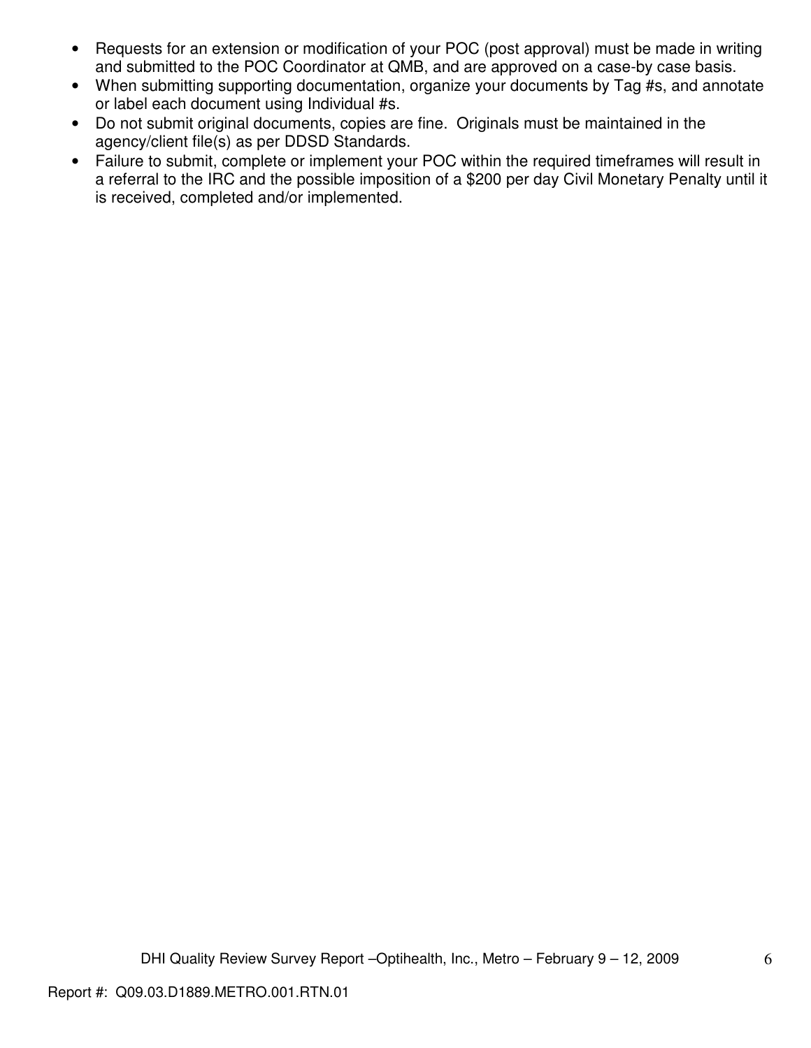- Requests for an extension or modification of your POC (post approval) must be made in writing and submitted to the POC Coordinator at QMB, and are approved on a case-by case basis.
- When submitting supporting documentation, organize your documents by Tag #s, and annotate or label each document using Individual #s.
- Do not submit original documents, copies are fine. Originals must be maintained in the agency/client file(s) as per DDSD Standards.
- Failure to submit, complete or implement your POC within the required timeframes will result in a referral to the IRC and the possible imposition of a $200 per day Civil Monetary Penalty until it is received, completed and/or implemented.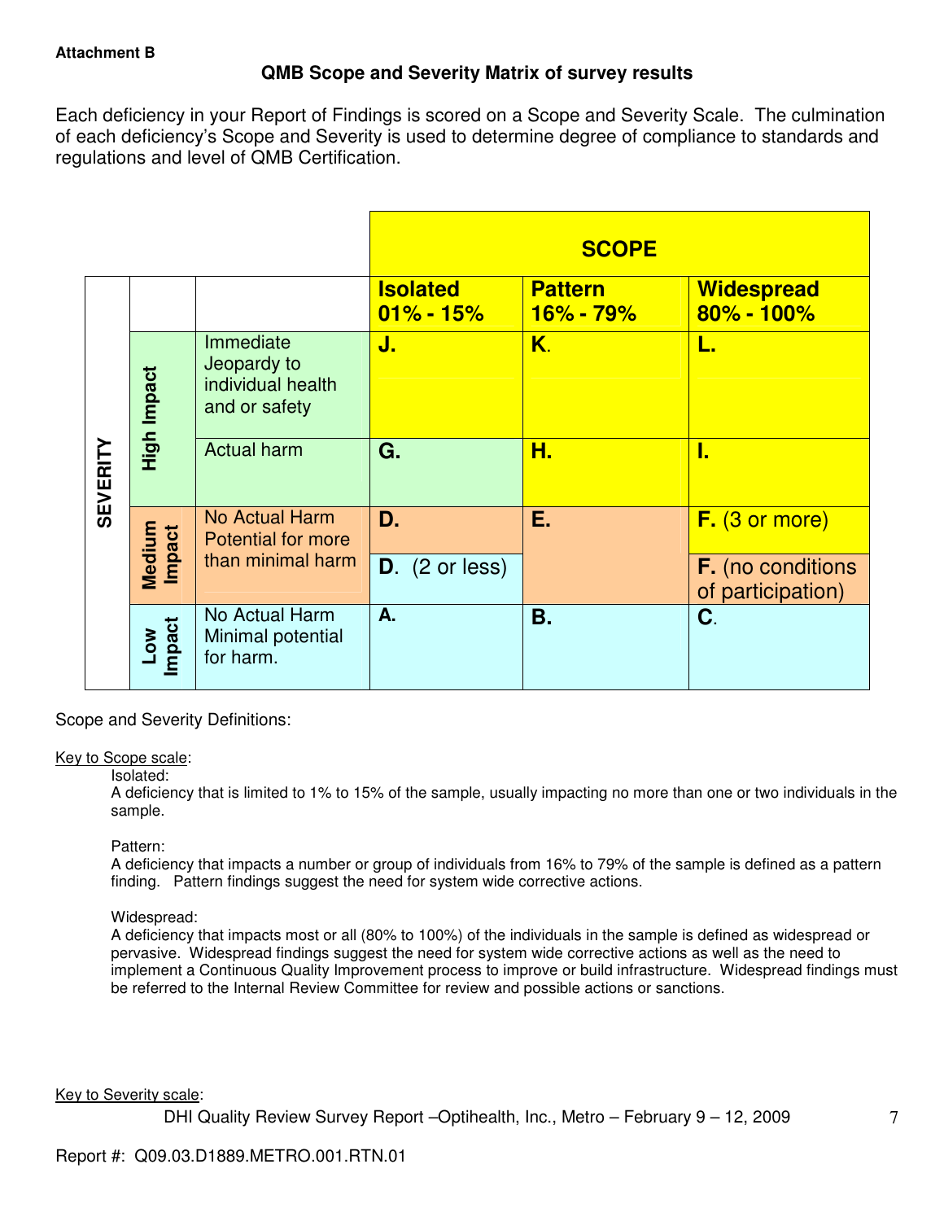**Attachment B**

## QMB Scope and Severity Matrix of survey results

Each deficiency in your Report of Findings is scored on a Scope and Severity Scale. The culmination of each deficiency's Scope and Severity is used to determine degree of compliance to standards and regulations and level of QMB Certification.

| | | | SCOPE | | |
|---|---|---|---|---|---|
| | | | **Isolated 01% - 15%** | **Pattern 16% - 79%** | **Widespread 80% - 100%** |
| **SEVERITY** | **High Impact** | Immediate Jeopardy to individual health and or safety | **J.** | **K.** | **L.** |
| | **High Impact** | Actual harm | **G.** | **H.** | **I.** |
| | **Medium Impact** | No Actual Harm Potential for more than minimal harm | **D.** | **E.** | **F.** (3 or more) |
| | **Medium Impact** | | **D.** (2 or less) | | **F.** (no conditions of participation) |
| | **Low Impact** | No Actual Harm Minimal potential for harm. | **A.** | **B.** | **C.** |

Scope and Severity Definitions:

Key to Scope scale:

Isolated:
A deficiency that is limited to 1% to 15% of the sample, usually impacting no more than one or two individuals in the sample.

Pattern:
A deficiency that impacts a number or group of individuals from 16% to 79% of the sample is defined as a pattern finding. Pattern findings suggest the need for system wide corrective actions.

Widespread:
A deficiency that impacts most or all (80% to 100%) of the individuals in the sample is defined as widespread or pervasive. Widespread findings suggest the need for system wide corrective actions as well as the need to implement a Continuous Quality Improvement process to improve or build infrastructure. Widespread findings must be referred to the Internal Review Committee for review and possible actions or sanctions.

Key to Severity scale: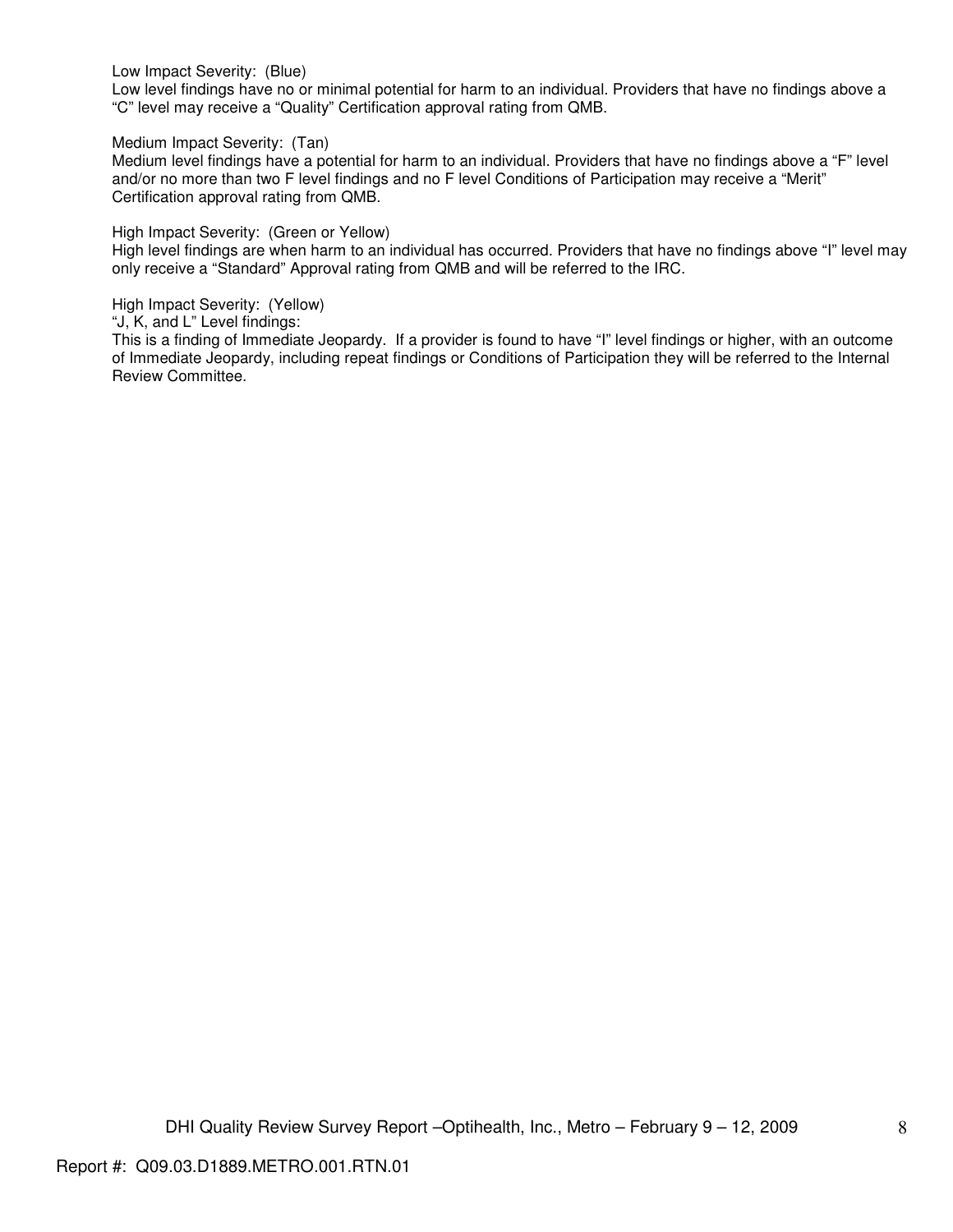Low Impact Severity: (Blue)
Low level findings have no or minimal potential for harm to an individual. Providers that have no findings above a "C" level may receive a "Quality" Certification approval rating from QMB.

Medium Impact Severity: (Tan)
Medium level findings have a potential for harm to an individual. Providers that have no findings above a "F" level and/or no more than two F level findings and no F level Conditions of Participation may receive a "Merit" Certification approval rating from QMB.

High Impact Severity: (Green or Yellow)
High level findings are when harm to an individual has occurred. Providers that have no findings above "I" level may only receive a "Standard" Approval rating from QMB and will be referred to the IRC.

High Impact Severity: (Yellow)
"J, K, and L" Level findings:
This is a finding of Immediate Jeopardy. If a provider is found to have "I" level findings or higher, with an outcome of Immediate Jeopardy, including repeat findings or Conditions of Participation they will be referred to the Internal Review Committee.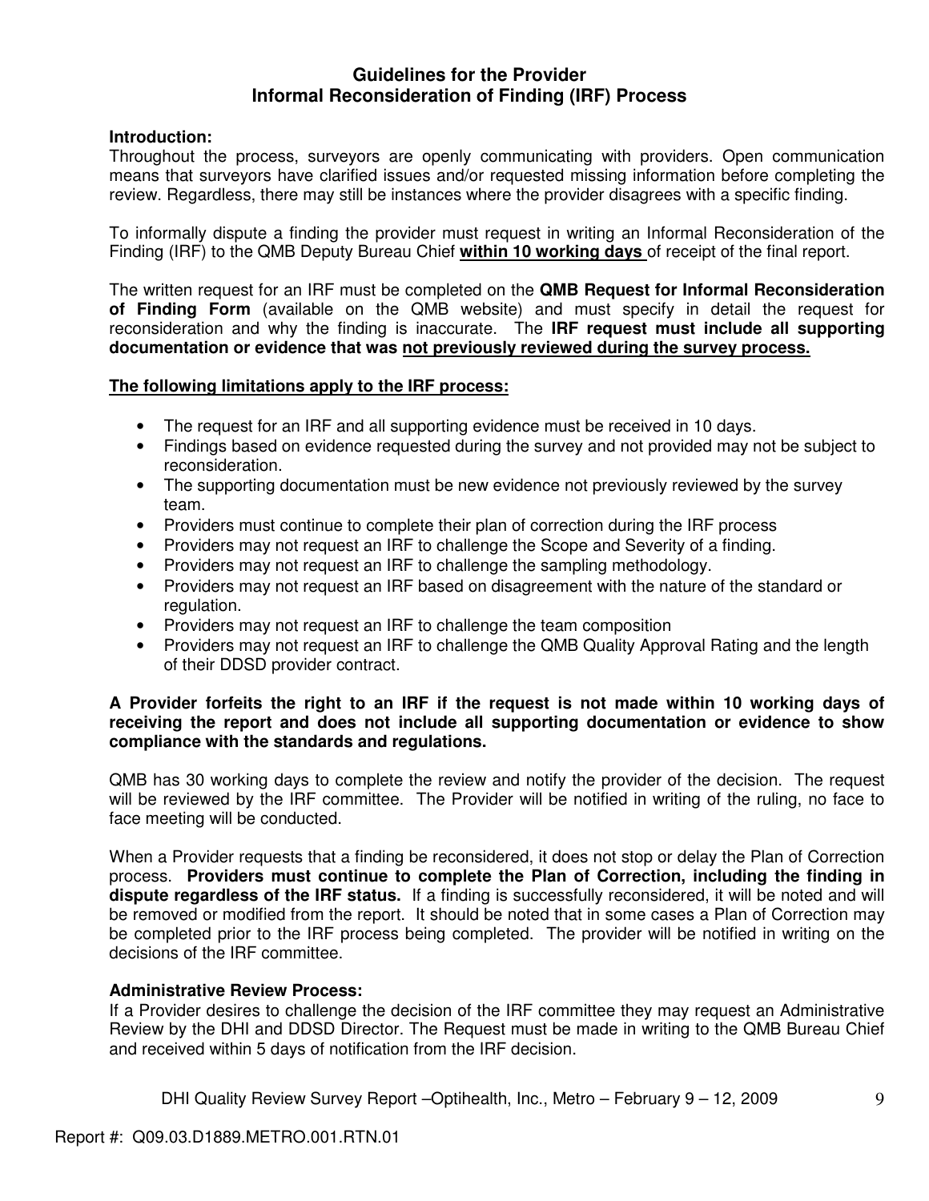# Guidelines for the Provider
## Informal Reconsideration of Finding (IRF) Process

**Introduction:**
Throughout the process, surveyors are openly communicating with providers. Open communication means that surveyors have clarified issues and/or requested missing information before completing the review. Regardless, there may still be instances where the provider disagrees with a specific finding.

To informally dispute a finding the provider must request in writing an Informal Reconsideration of the Finding (IRF) to the QMB Deputy Bureau Chief **<u>within 10 working days</u>** of receipt of the final report.

The written request for an IRF must be completed on the **QMB Request for Informal Reconsideration of Finding Form** (available on the QMB website) and must specify in detail the request for reconsideration and why the finding is inaccurate. The **IRF request must include all supporting documentation or evidence that was <u>not previously reviewed during the survey process.</u>**

**<u>The following limitations apply to the IRF process:</u>**

- The request for an IRF and all supporting evidence must be received in 10 days.
- Findings based on evidence requested during the survey and not provided may not be subject to reconsideration.
- The supporting documentation must be new evidence not previously reviewed by the survey team.
- Providers must continue to complete their plan of correction during the IRF process
- Providers may not request an IRF to challenge the Scope and Severity of a finding.
- Providers may not request an IRF to challenge the sampling methodology.
- Providers may not request an IRF based on disagreement with the nature of the standard or regulation.
- Providers may not request an IRF to challenge the team composition
- Providers may not request an IRF to challenge the QMB Quality Approval Rating and the length of their DDSD provider contract.

**A Provider forfeits the right to an IRF if the request is not made within 10 working days of receiving the report and does not include all supporting documentation or evidence to show compliance with the standards and regulations.**

QMB has 30 working days to complete the review and notify the provider of the decision. The request will be reviewed by the IRF committee. The Provider will be notified in writing of the ruling, no face to face meeting will be conducted.

When a Provider requests that a finding be reconsidered, it does not stop or delay the Plan of Correction process. **Providers must continue to complete the Plan of Correction, including the finding in dispute regardless of the IRF status.** If a finding is successfully reconsidered, it will be noted and will be removed or modified from the report. It should be noted that in some cases a Plan of Correction may be completed prior to the IRF process being completed. The provider will be notified in writing on the decisions of the IRF committee.

**Administrative Review Process:**
If a Provider desires to challenge the decision of the IRF committee they may request an Administrative Review by the DHI and DDSD Director. The Request must be made in writing to the QMB Bureau Chief and received within 5 days of notification from the IRF decision.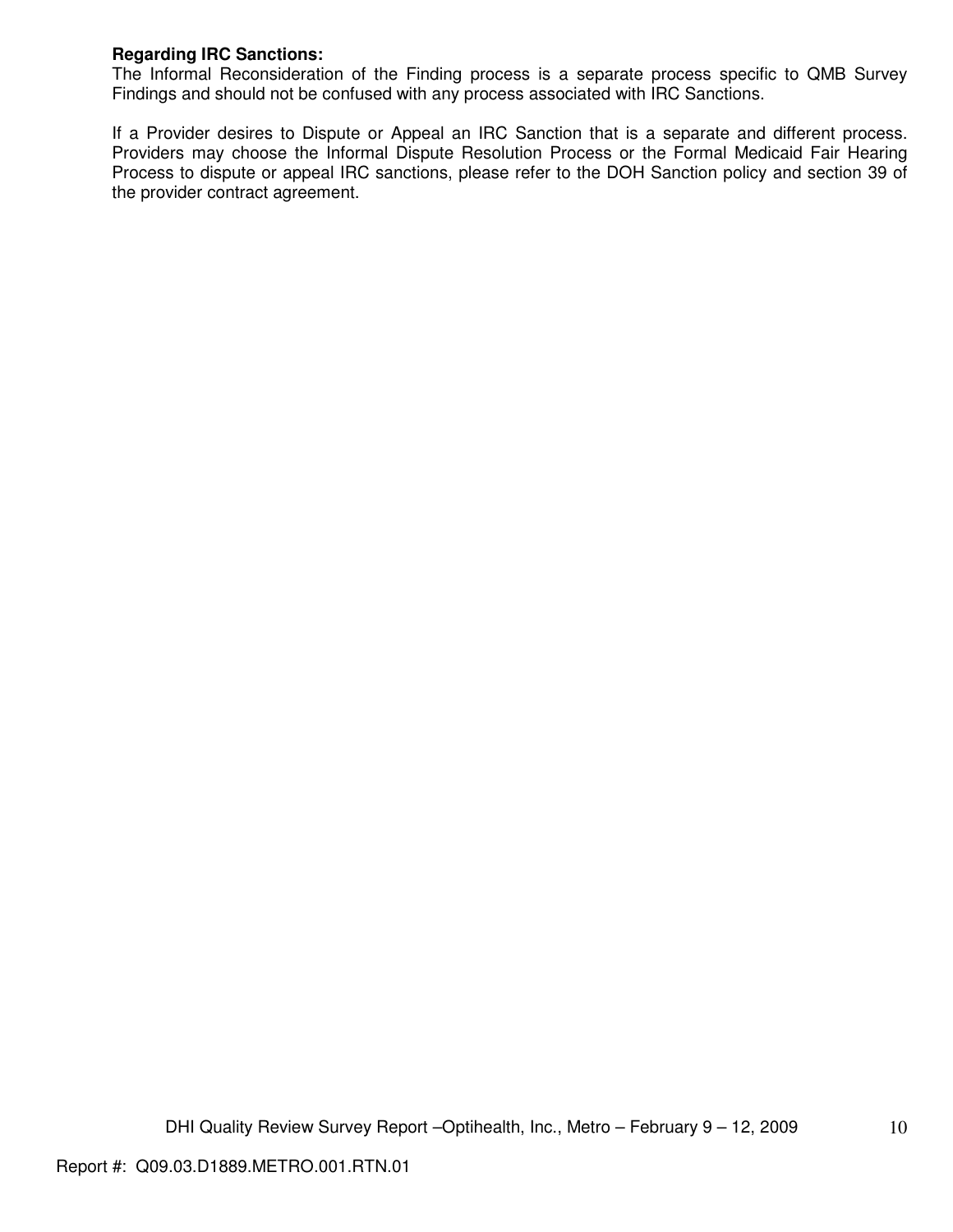**Regarding IRC Sanctions:**
The Informal Reconsideration of the Finding process is a separate process specific to QMB Survey Findings and should not be confused with any process associated with IRC Sanctions.

If a Provider desires to Dispute or Appeal an IRC Sanction that is a separate and different process. Providers may choose the Informal Dispute Resolution Process or the Formal Medicaid Fair Hearing Process to dispute or appeal IRC sanctions, please refer to the DOH Sanction policy and section 39 of the provider contract agreement.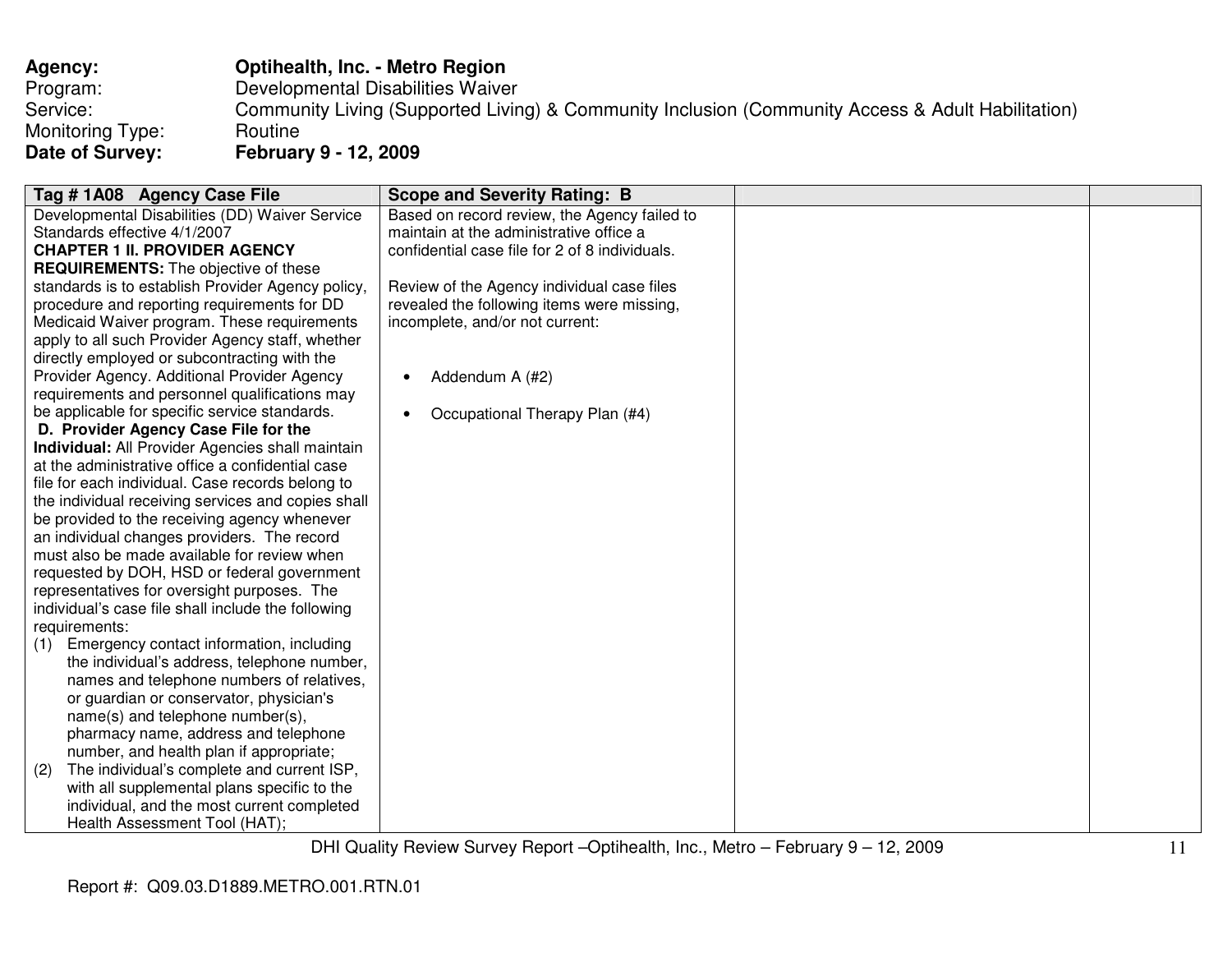**Agency:** **Optihealth, Inc. - Metro Region**
Program: Developmental Disabilities Waiver
Service: Community Living (Supported Living) & Community Inclusion (Community Access & Adult Habilitation)
Monitoring Type: Routine
**Date of Survey:** **February 9 - 12, 2009**

| Tag # 1A08 Agency Case File | Scope and Severity Rating: B | | |
|---|---|---|---|
| Developmental Disabilities (DD) Waiver Service Standards effective 4/1/2007<br>**CHAPTER 1 II. PROVIDER AGENCY REQUIREMENTS:** The objective of these standards is to establish Provider Agency policy, procedure and reporting requirements for DD Medicaid Waiver program. These requirements apply to all such Provider Agency staff, whether directly employed or subcontracting with the Provider Agency. Additional Provider Agency requirements and personnel qualifications may be applicable for specific service standards.<br>**D. Provider Agency Case File for the Individual:** All Provider Agencies shall maintain at the administrative office a confidential case file for each individual. Case records belong to the individual receiving services and copies shall be provided to the receiving agency whenever an individual changes providers. The record must also be made available for review when requested by DOH, HSD or federal government representatives for oversight purposes. The individual's case file shall include the following requirements:<br>(1) Emergency contact information, including the individual's address, telephone number, names and telephone numbers of relatives, or guardian or conservator, physician's name(s) and telephone number(s), pharmacy name, address and telephone number, and health plan if appropriate;<br>(2) The individual's complete and current ISP, with all supplemental plans specific to the individual, and the most current completed Health Assessment Tool (HAT); | Based on record review, the Agency failed to maintain at the administrative office a confidential case file for 2 of 8 individuals.<br><br>Review of the Agency individual case files revealed the following items were missing, incomplete, and/or not current:<br><br>• Addendum A (#2)<br><br>• Occupational Therapy Plan (#4) | | |

DHI Quality Review Survey Report –Optihealth, Inc., Metro – February 9 – 12, 2009

Report #: Q09.03.D1889.METRO.001.RTN.01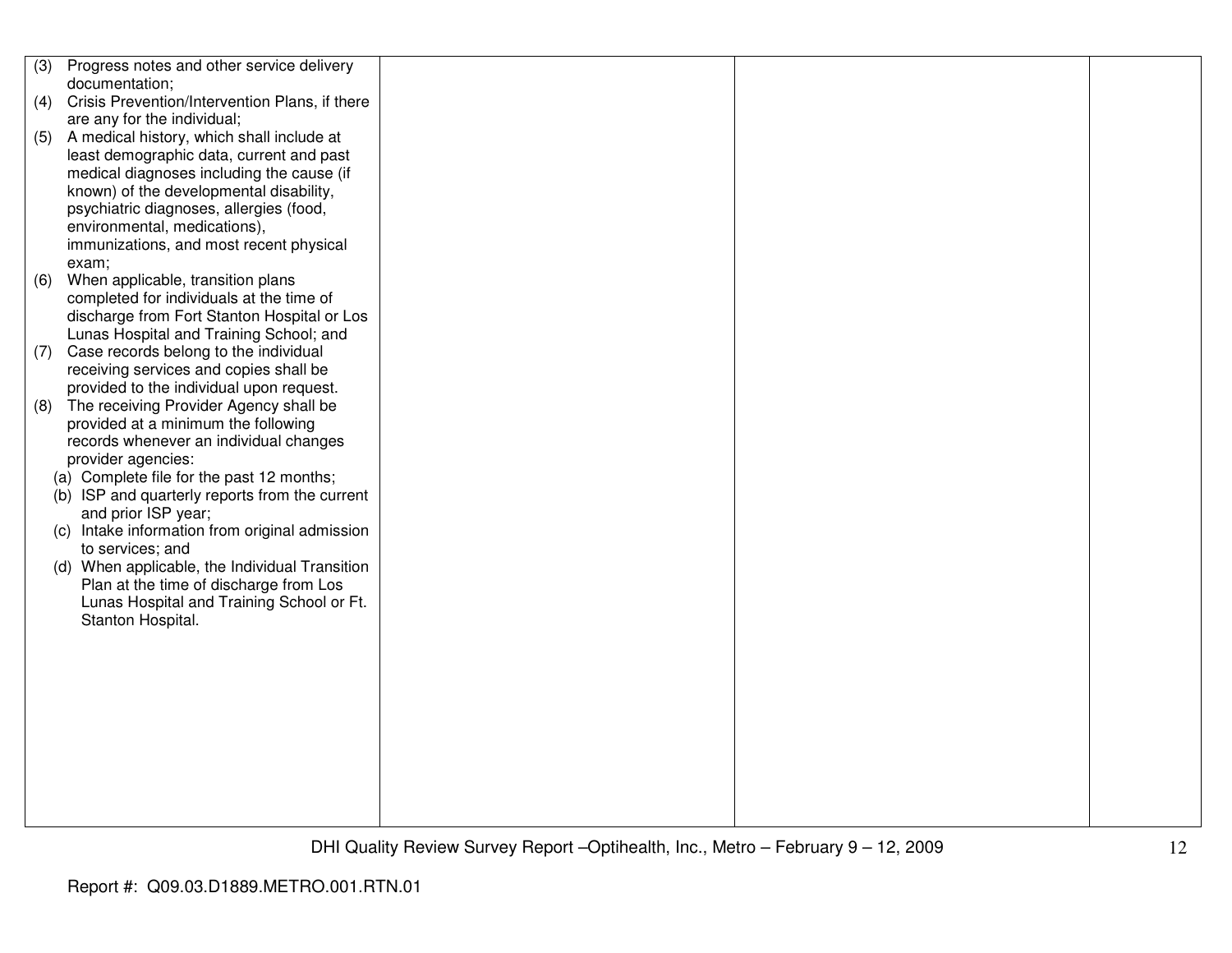| | | | |
|---|---|---|---|
| (3) Progress notes and other service delivery documentation;<br>(4) Crisis Prevention/Intervention Plans, if there are any for the individual;<br>(5) A medical history, which shall include at least demographic data, current and past medical diagnoses including the cause (if known) of the developmental disability, psychiatric diagnoses, allergies (food, environmental, medications), immunizations, and most recent physical exam;<br>(6) When applicable, transition plans completed for individuals at the time of discharge from Fort Stanton Hospital or Los Lunas Hospital and Training School; and<br>(7) Case records belong to the individual receiving services and copies shall be provided to the individual upon request.<br>(8) The receiving Provider Agency shall be provided at a minimum the following records whenever an individual changes provider agencies:<br>(a) Complete file for the past 12 months;<br>(b) ISP and quarterly reports from the current and prior ISP year;<br>(c) Intake information from original admission to services; and<br>(d) When applicable, the Individual Transition Plan at the time of discharge from Los Lunas Hospital and Training School or Ft. Stanton Hospital. | | | |

Report #: Q09.03.D1889.METRO.001.RTN.01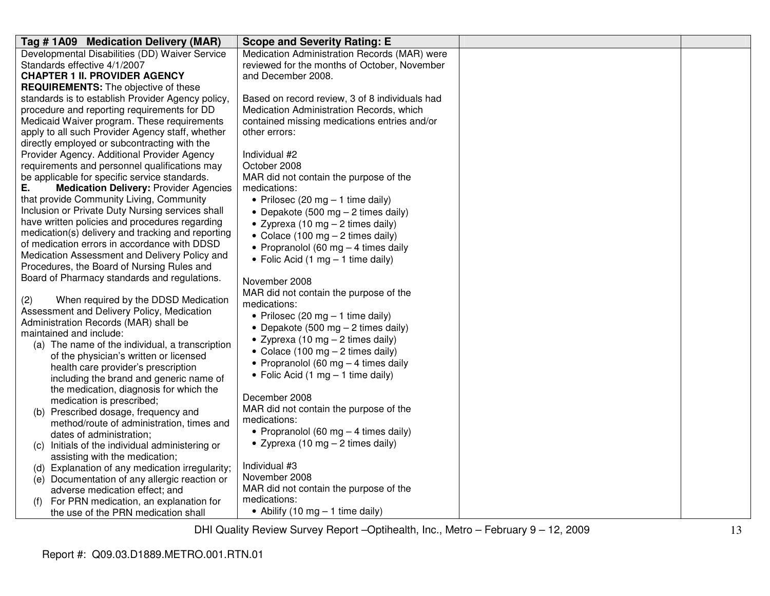| Tag # 1A09 Medication Delivery (MAR) | Scope and Severity Rating: E | | |
|---|---|---|---|
| Developmental Disabilities (DD) Waiver Service Standards effective 4/1/2007<br>**CHAPTER 1 II. PROVIDER AGENCY REQUIREMENTS:** The objective of these standards is to establish Provider Agency policy, procedure and reporting requirements for DD Medicaid Waiver program. These requirements apply to all such Provider Agency staff, whether directly employed or subcontracting with the Provider Agency. Additional Provider Agency requirements and personnel qualifications may be applicable for specific service standards.<br>**E. Medication Delivery:** Provider Agencies that provide Community Living, Community Inclusion or Private Duty Nursing services shall have written policies and procedures regarding medication(s) delivery and tracking and reporting of medication errors in accordance with DDSD Medication Assessment and Delivery Policy and Procedures, the Board of Nursing Rules and Board of Pharmacy standards and regulations.<br><br>(2) When required by the DDSD Medication Assessment and Delivery Policy, Medication Administration Records (MAR) shall be maintained and include:<br>(a) The name of the individual, a transcription of the physician's written or licensed health care provider's prescription including the brand and generic name of the medication, diagnosis for which the medication is prescribed;<br>(b) Prescribed dosage, frequency and method/route of administration, times and dates of administration;<br>(c) Initials of the individual administering or assisting with the medication;<br>(d) Explanation of any medication irregularity;<br>(e) Documentation of any allergic reaction or adverse medication effect; and<br>(f) For PRN medication, an explanation for the use of the PRN medication shall | Medication Administration Records (MAR) were reviewed for the months of October, November and December 2008.<br><br>Based on record review, 3 of 8 individuals had Medication Administration Records, which contained missing medications entries and/or other errors:<br><br>Individual #2<br>October 2008<br>MAR did not contain the purpose of the medications:<br>• Prilosec (20 mg – 1 time daily)<br>• Depakote (500 mg – 2 times daily)<br>• Zyprexa (10 mg – 2 times daily)<br>• Colace (100 mg – 2 times daily)<br>• Propranolol (60 mg – 4 times daily<br>• Folic Acid (1 mg – 1 time daily)<br><br>November 2008<br>MAR did not contain the purpose of the medications:<br>• Prilosec (20 mg – 1 time daily)<br>• Depakote (500 mg – 2 times daily)<br>• Zyprexa (10 mg – 2 times daily)<br>• Colace (100 mg – 2 times daily)<br>• Propranolol (60 mg – 4 times daily<br>• Folic Acid (1 mg – 1 time daily)<br><br>December 2008<br>MAR did not contain the purpose of the medications:<br>• Propranolol (60 mg – 4 times daily)<br>• Zyprexa (10 mg – 2 times daily)<br><br>Individual #3<br>November 2008<br>MAR did not contain the purpose of the medications:<br>• Abilify (10 mg – 1 time daily) | | |

DHI Quality Review Survey Report –Optihealth, Inc., Metro – February 9 – 12, 2009

Report #: Q09.03.D1889.METRO.001.RTN.01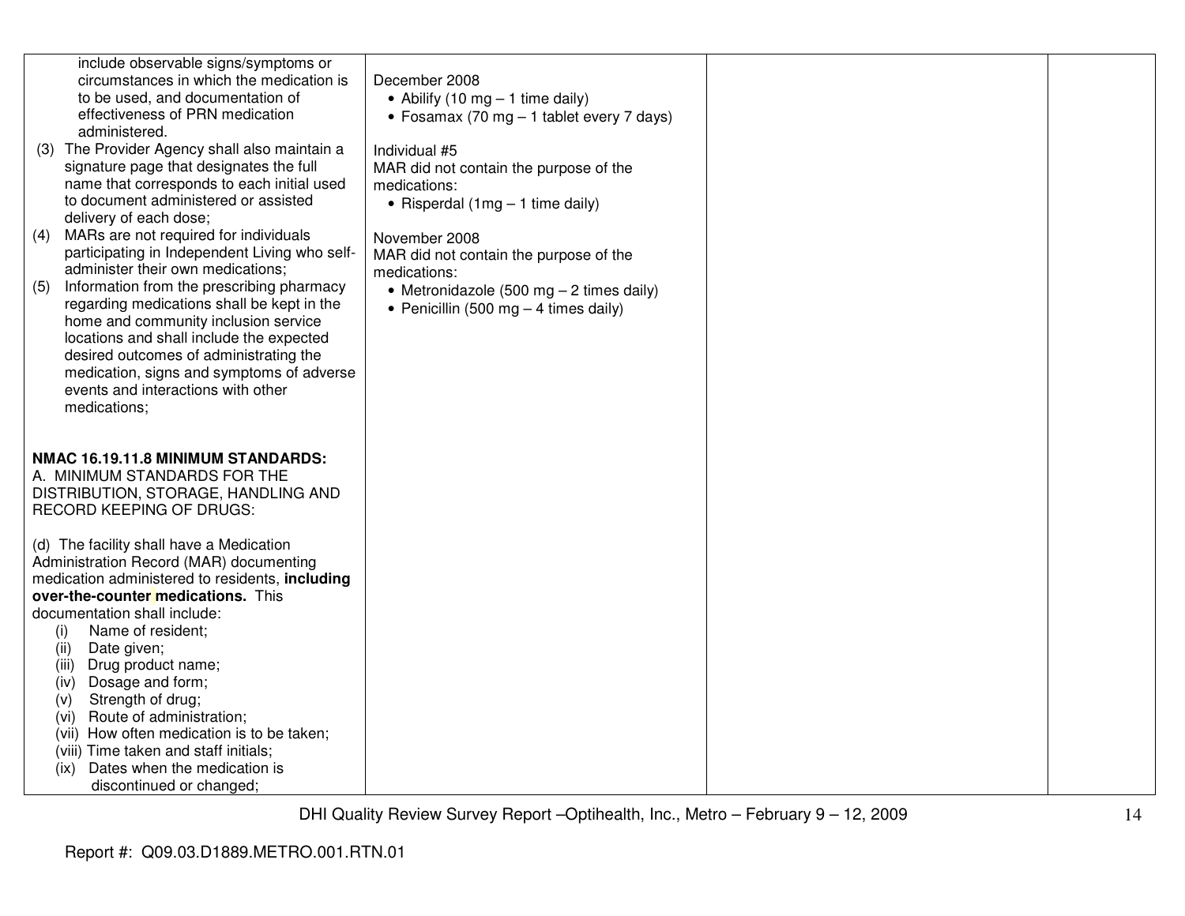| | | | |
|---|---|---|---|
| include observable signs/symptoms or circumstances in which the medication is to be used, and documentation of effectiveness of PRN medication administered.<br>(3) The Provider Agency shall also maintain a signature page that designates the full name that corresponds to each initial used to document administered or assisted delivery of each dose;<br>(4) MARs are not required for individuals participating in Independent Living who self-administer their own medications;<br>(5) Information from the prescribing pharmacy regarding medications shall be kept in the home and community inclusion service locations and shall include the expected desired outcomes of administrating the medication, signs and symptoms of adverse events and interactions with other medications;<br><br>**NMAC 16.19.11.8 MINIMUM STANDARDS:**<br>A. MINIMUM STANDARDS FOR THE DISTRIBUTION, STORAGE, HANDLING AND RECORD KEEPING OF DRUGS:<br><br>(d) The facility shall have a Medication Administration Record (MAR) documenting medication administered to residents, **including over-the-counter medications.** This documentation shall include:<br>(i) Name of resident;<br>(ii) Date given;<br>(iii) Drug product name;<br>(iv) Dosage and form;<br>(v) Strength of drug;<br>(vi) Route of administration;<br>(vii) How often medication is to be taken;<br>(viii) Time taken and staff initials;<br>(ix) Dates when the medication is discontinued or changed; | December 2008<br>• Abilify (10 mg – 1 time daily)<br>• Fosamax (70 mg – 1 tablet every 7 days)<br><br>Individual #5<br>MAR did not contain the purpose of the medications:<br>• Risperdal (1mg – 1 time daily)<br><br>November 2008<br>MAR did not contain the purpose of the medications:<br>• Metronidazole (500 mg – 2 times daily)<br>• Penicillin (500 mg – 4 times daily) | | |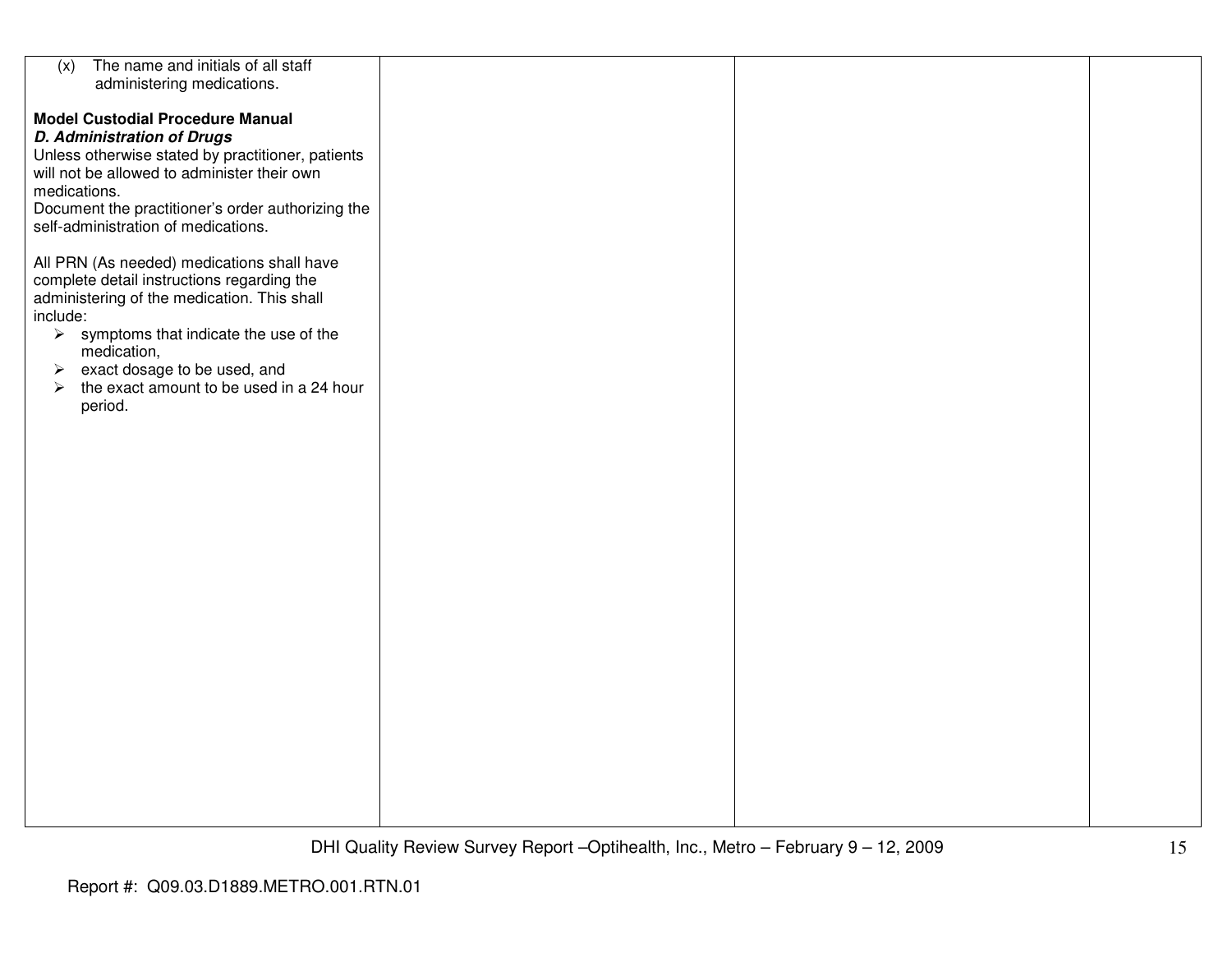| | | | |
|---|---|---|---|
| (x) The name and initials of all staff administering medications.<br><br>**Model Custodial Procedure Manual**<br>***D. Administration of Drugs***<br>Unless otherwise stated by practitioner, patients will not be allowed to administer their own medications.<br>Document the practitioner's order authorizing the self-administration of medications.<br><br>All PRN (As needed) medications shall have complete detail instructions regarding the administering of the medication. This shall include:<br>➢ symptoms that indicate the use of the medication,<br>➢ exact dosage to be used, and<br>➢ the exact amount to be used in a 24 hour period. | | | |

Report #: Q09.03.D1889.METRO.001.RTN.01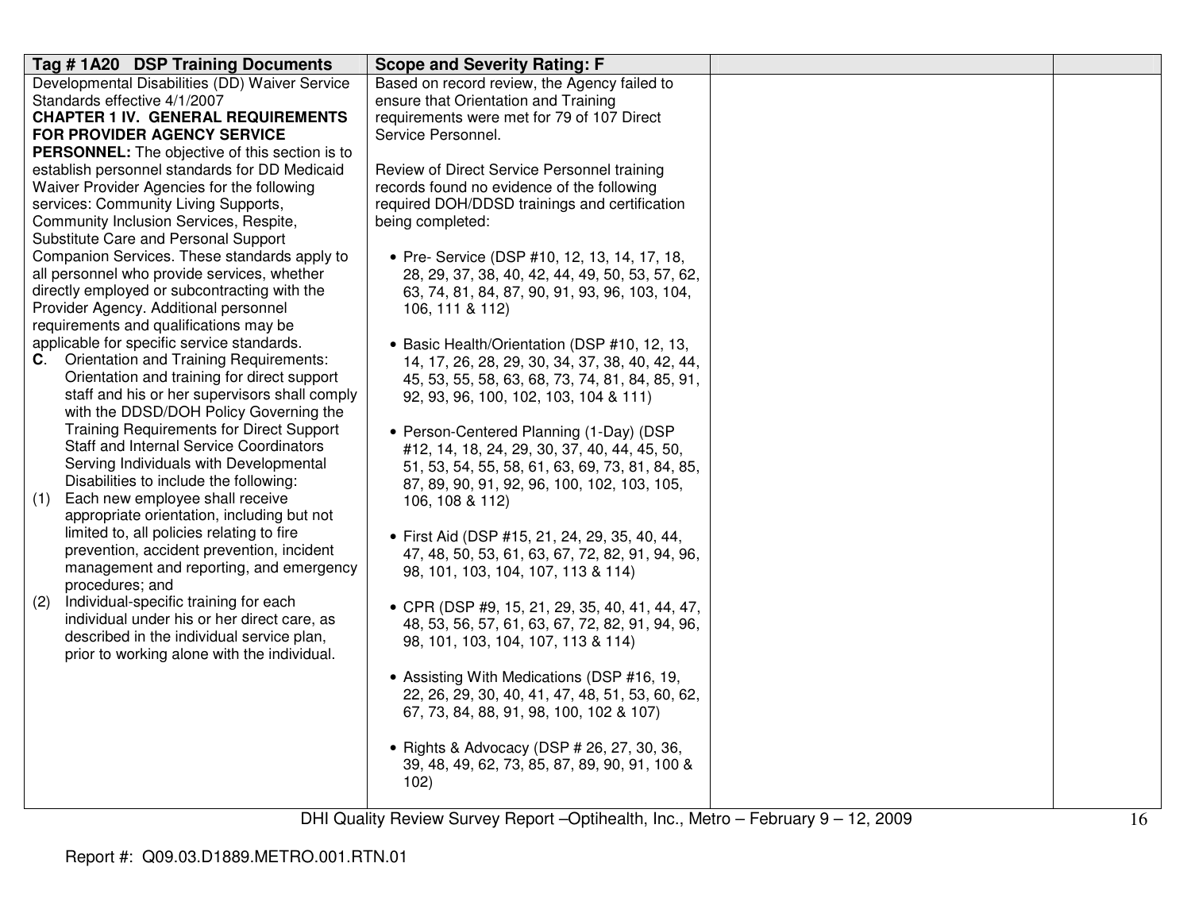| Tag # 1A20 DSP Training Documents | Scope and Severity Rating: F | | |
|---|---|---|---|
| Developmental Disabilities (DD) Waiver Service Standards effective 4/1/2007<br>**CHAPTER 1 IV. GENERAL REQUIREMENTS FOR PROVIDER AGENCY SERVICE PERSONNEL:** The objective of this section is to establish personnel standards for DD Medicaid Waiver Provider Agencies for the following services: Community Living Supports, Community Inclusion Services, Respite, Substitute Care and Personal Support Companion Services. These standards apply to all personnel who provide services, whether directly employed or subcontracting with the Provider Agency. Additional personnel requirements and qualifications may be applicable for specific service standards.<br>**C**. Orientation and Training Requirements: Orientation and training for direct support staff and his or her supervisors shall comply with the DDSD/DOH Policy Governing the Training Requirements for Direct Support Staff and Internal Service Coordinators Serving Individuals with Developmental Disabilities to include the following:<br>(1) Each new employee shall receive appropriate orientation, including but not limited to, all policies relating to fire prevention, accident prevention, incident management and reporting, and emergency procedures; and<br>(2) Individual-specific training for each individual under his or her direct care, as described in the individual service plan, prior to working alone with the individual. | Based on record review, the Agency failed to ensure that Orientation and Training requirements were met for 79 of 107 Direct Service Personnel.<br><br>Review of Direct Service Personnel training records found no evidence of the following required DOH/DDSD trainings and certification being completed:<br><br>• Pre- Service (DSP #10, 12, 13, 14, 17, 18, 28, 29, 37, 38, 40, 42, 44, 49, 50, 53, 57, 62, 63, 74, 81, 84, 87, 90, 91, 93, 96, 103, 104, 106, 111 & 112)<br><br>• Basic Health/Orientation (DSP #10, 12, 13, 14, 17, 26, 28, 29, 30, 34, 37, 38, 40, 42, 44, 45, 53, 55, 58, 63, 68, 73, 74, 81, 84, 85, 91, 92, 93, 96, 100, 102, 103, 104 & 111)<br><br>• Person-Centered Planning (1-Day) (DSP #12, 14, 18, 24, 29, 30, 37, 40, 44, 45, 50, 51, 53, 54, 55, 58, 61, 63, 69, 73, 81, 84, 85, 87, 89, 90, 91, 92, 96, 100, 102, 103, 105, 106, 108 & 112)<br><br>• First Aid (DSP #15, 21, 24, 29, 35, 40, 44, 47, 48, 50, 53, 61, 63, 67, 72, 82, 91, 94, 96, 98, 101, 103, 104, 107, 113 & 114)<br><br>• CPR (DSP #9, 15, 21, 29, 35, 40, 41, 44, 47, 48, 53, 56, 57, 61, 63, 67, 72, 82, 91, 94, 96, 98, 101, 103, 104, 107, 113 & 114)<br><br>• Assisting With Medications (DSP #16, 19, 22, 26, 29, 30, 40, 41, 47, 48, 51, 53, 60, 62, 67, 73, 84, 88, 91, 98, 100, 102 & 107)<br><br>• Rights & Advocacy (DSP # 26, 27, 30, 36, 39, 48, 49, 62, 73, 85, 87, 89, 90, 91, 100 & 102) | | |

Report #: Q09.03.D1889.METRO.001.RTN.01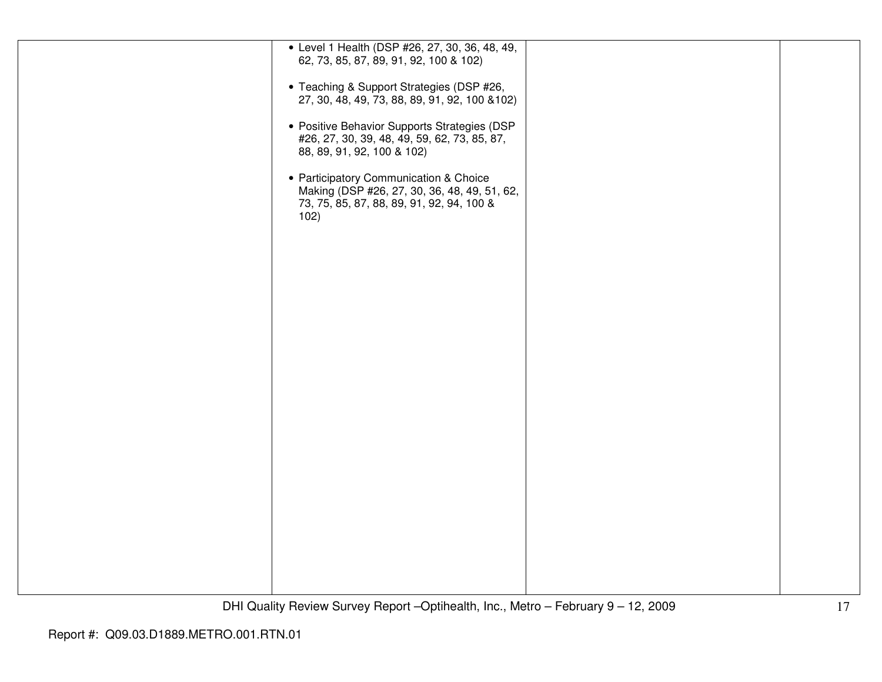| | | | |
|---|---|---|---|
| | • Level 1 Health (DSP #26, 27, 30, 36, 48, 49, 62, 73, 85, 87, 89, 91, 92, 100 & 102)<br><br>• Teaching & Support Strategies (DSP #26, 27, 30, 48, 49, 73, 88, 89, 91, 92, 100 &102)<br><br>• Positive Behavior Supports Strategies (DSP #26, 27, 30, 39, 48, 49, 59, 62, 73, 85, 87, 88, 89, 91, 92, 100 & 102)<br><br>• Participatory Communication & Choice Making (DSP #26, 27, 30, 36, 48, 49, 51, 62, 73, 75, 85, 87, 88, 89, 91, 92, 94, 100 & 102) | | |

Report #: Q09.03.D1889.METRO.001.RTN.01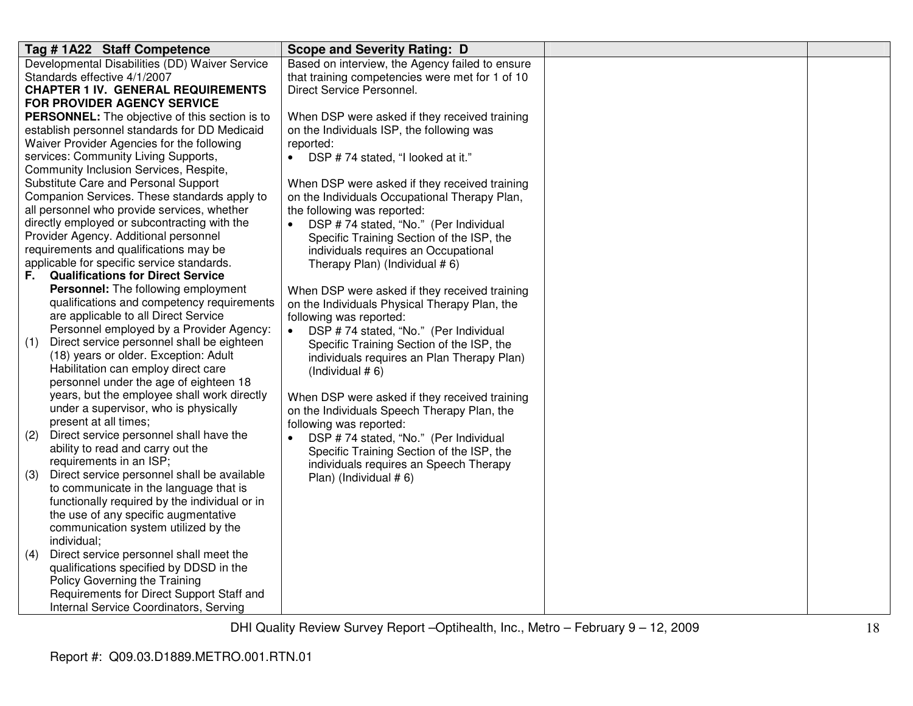| Tag # 1A22 Staff Competence | Scope and Severity Rating: D | | |
|---|---|---|---|
| Developmental Disabilities (DD) Waiver Service Standards effective 4/1/2007<br>**CHAPTER 1 IV. GENERAL REQUIREMENTS FOR PROVIDER AGENCY SERVICE PERSONNEL:** The objective of this section is to establish personnel standards for DD Medicaid Waiver Provider Agencies for the following services: Community Living Supports, Community Inclusion Services, Respite, Substitute Care and Personal Support Companion Services. These standards apply to all personnel who provide services, whether directly employed or subcontracting with the Provider Agency. Additional personnel requirements and qualifications may be applicable for specific service standards.<br>**F. Qualifications for Direct Service Personnel:** The following employment qualifications and competency requirements are applicable to all Direct Service Personnel employed by a Provider Agency:<br>(1) Direct service personnel shall be eighteen (18) years or older. Exception: Adult Habilitation can employ direct care personnel under the age of eighteen 18 years, but the employee shall work directly under a supervisor, who is physically present at all times;<br>(2) Direct service personnel shall have the ability to read and carry out the requirements in an ISP;<br>(3) Direct service personnel shall be available to communicate in the language that is functionally required by the individual or in the use of any specific augmentative communication system utilized by the individual;<br>(4) Direct service personnel shall meet the qualifications specified by DDSD in the Policy Governing the Training Requirements for Direct Support Staff and Internal Service Coordinators, Serving | Based on interview, the Agency failed to ensure that training competencies were met for 1 of 10 Direct Service Personnel.<br><br>When DSP were asked if they received training on the Individuals ISP, the following was reported:<br>• DSP # 74 stated, "I looked at it."<br><br>When DSP were asked if they received training on the Individuals Occupational Therapy Plan, the following was reported:<br>• DSP # 74 stated, "No." (Per Individual Specific Training Section of the ISP, the individuals requires an Occupational Therapy Plan) (Individual # 6)<br><br>When DSP were asked if they received training on the Individuals Physical Therapy Plan, the following was reported:<br>• DSP # 74 stated, "No." (Per Individual Specific Training Section of the ISP, the individuals requires an Plan Therapy Plan) (Individual # 6)<br><br>When DSP were asked if they received training on the Individuals Speech Therapy Plan, the following was reported:<br>• DSP # 74 stated, "No." (Per Individual Specific Training Section of the ISP, the individuals requires an Speech Therapy Plan) (Individual # 6) | | |

DHI Quality Review Survey Report –Optihealth, Inc., Metro – February 9 – 12, 2009

Report #: Q09.03.D1889.METRO.001.RTN.01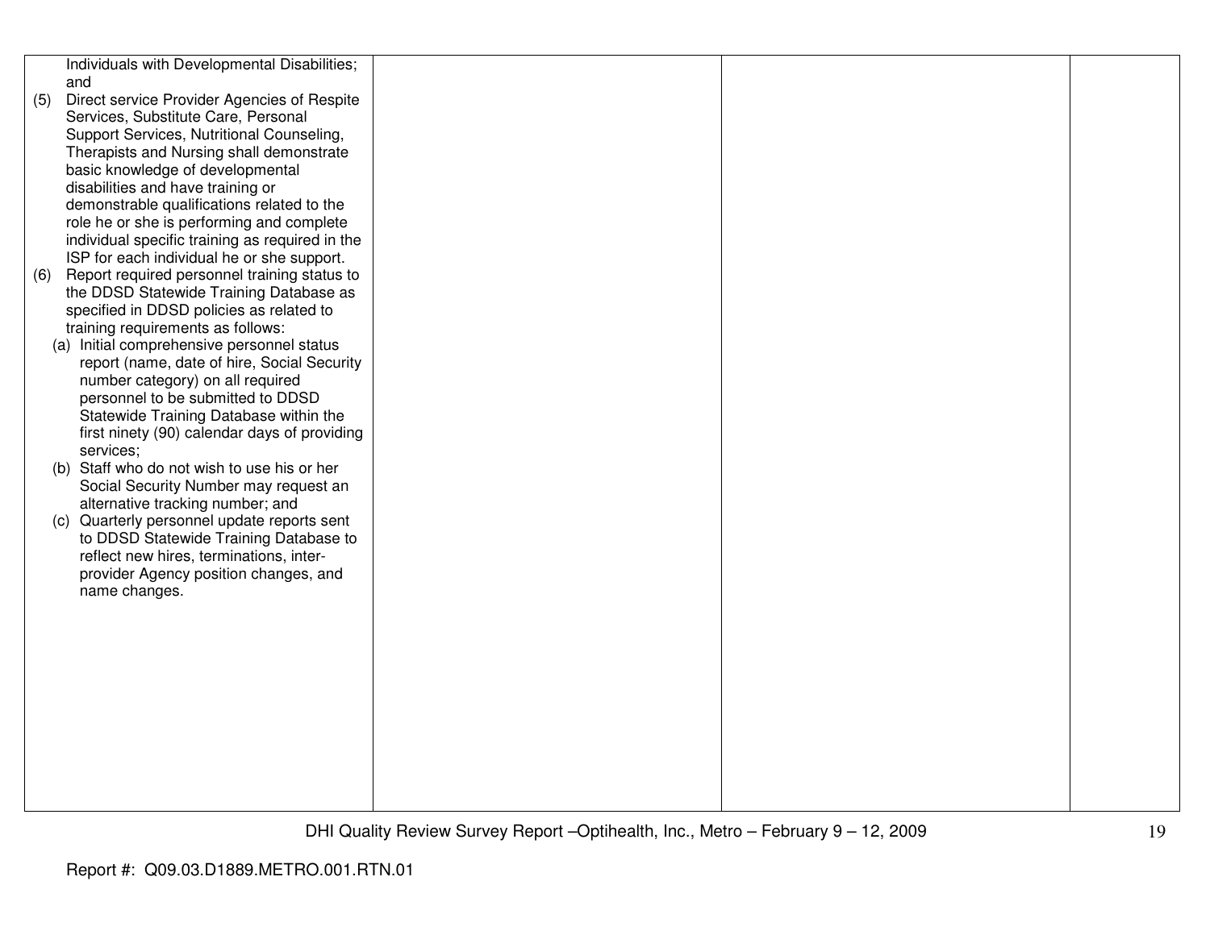| | | | |
|---|---|---|---|
| Individuals with Developmental Disabilities; and<br>(5) Direct service Provider Agencies of Respite Services, Substitute Care, Personal Support Services, Nutritional Counseling, Therapists and Nursing shall demonstrate basic knowledge of developmental disabilities and have training or demonstrable qualifications related to the role he or she is performing and complete individual specific training as required in the ISP for each individual he or she support.<br>(6) Report required personnel training status to the DDSD Statewide Training Database as specified in DDSD policies as related to training requirements as follows:<br>(a) Initial comprehensive personnel status report (name, date of hire, Social Security number category) on all required personnel to be submitted to DDSD Statewide Training Database within the first ninety (90) calendar days of providing services;<br>(b) Staff who do not wish to use his or her Social Security Number may request an alternative tracking number; and<br>(c) Quarterly personnel update reports sent to DDSD Statewide Training Database to reflect new hires, terminations, inter-provider Agency position changes, and name changes. | | | |

DHI Quality Review Survey Report –Optihealth, Inc., Metro – February 9 – 12, 2009

Report #: Q09.03.D1889.METRO.001.RTN.01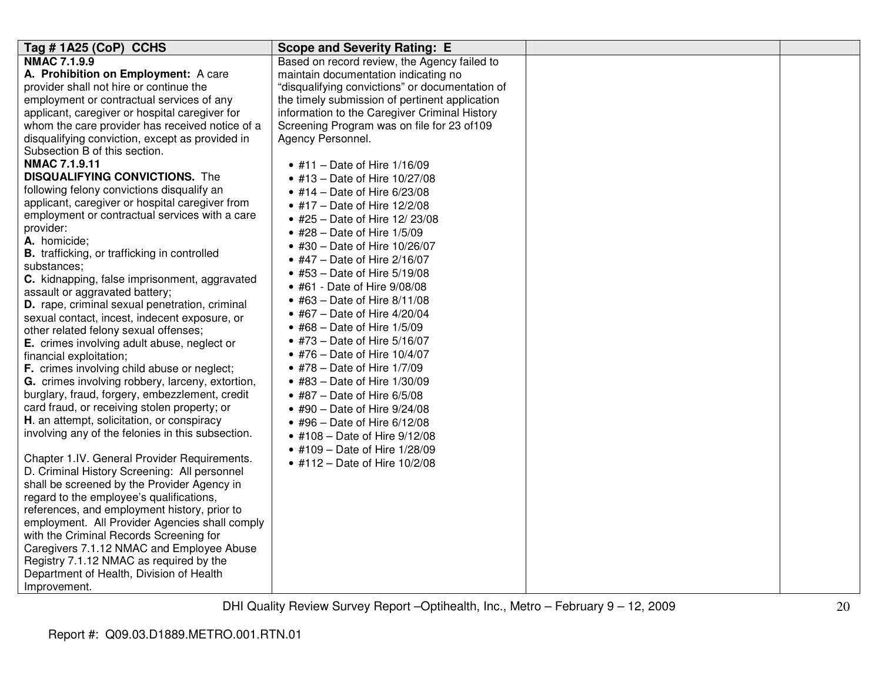| Tag # 1A25 (CoP) CCHS | Scope and Severity Rating: E | | |
|---|---|---|---|
| **NMAC 7.1.9.9**<br>**A. Prohibition on Employment:** A care provider shall not hire or continue the employment or contractual services of any applicant, caregiver or hospital caregiver for whom the care provider has received notice of a disqualifying conviction, except as provided in Subsection B of this section.<br>**NMAC 7.1.9.11**<br>**DISQUALIFYING CONVICTIONS.** The following felony convictions disqualify an applicant, caregiver or hospital caregiver from employment or contractual services with a care provider:<br>**A.** homicide;<br>**B.** trafficking, or trafficking in controlled substances;<br>**C.** kidnapping, false imprisonment, aggravated assault or aggravated battery;<br>**D.** rape, criminal sexual penetration, criminal sexual contact, incest, indecent exposure, or other related felony sexual offenses;<br>**E.** crimes involving adult abuse, neglect or financial exploitation;<br>**F.** crimes involving child abuse or neglect;<br>**G.** crimes involving robbery, larceny, extortion, burglary, fraud, forgery, embezzlement, credit card fraud, or receiving stolen property; or<br>**H**. an attempt, solicitation, or conspiracy involving any of the felonies in this subsection.<br><br>Chapter 1.IV. General Provider Requirements. D. Criminal History Screening: All personnel shall be screened by the Provider Agency in regard to the employee's qualifications, references, and employment history, prior to employment. All Provider Agencies shall comply with the Criminal Records Screening for Caregivers 7.1.12 NMAC and Employee Abuse Registry 7.1.12 NMAC as required by the Department of Health, Division of Health Improvement. | Based on record review, the Agency failed to maintain documentation indicating no "disqualifying convictions" or documentation of the timely submission of pertinent application information to the Caregiver Criminal History Screening Program was on file for 23 of109 Agency Personnel.<br><br>• #11 – Date of Hire 1/16/09<br>• #13 – Date of Hire 10/27/08<br>• #14 – Date of Hire 6/23/08<br>• #17 – Date of Hire 12/2/08<br>• #25 – Date of Hire 12/ 23/08<br>• #28 – Date of Hire 1/5/09<br>• #30 – Date of Hire 10/26/07<br>• #47 – Date of Hire 2/16/07<br>• #53 – Date of Hire 5/19/08<br>• #61 - Date of Hire 9/08/08<br>• #63 – Date of Hire 8/11/08<br>• #67 – Date of Hire 4/20/04<br>• #68 – Date of Hire 1/5/09<br>• #73 – Date of Hire 5/16/07<br>• #76 – Date of Hire 10/4/07<br>• #78 – Date of Hire 1/7/09<br>• #83 – Date of Hire 1/30/09<br>• #87 – Date of Hire 6/5/08<br>• #90 – Date of Hire 9/24/08<br>• #96 – Date of Hire 6/12/08<br>• #108 – Date of Hire 9/12/08<br>• #109 – Date of Hire 1/28/09<br>• #112 – Date of Hire 10/2/08 | | |

DHI Quality Review Survey Report –Optihealth, Inc., Metro – February 9 – 12, 2009

Report #: Q09.03.D1889.METRO.001.RTN.01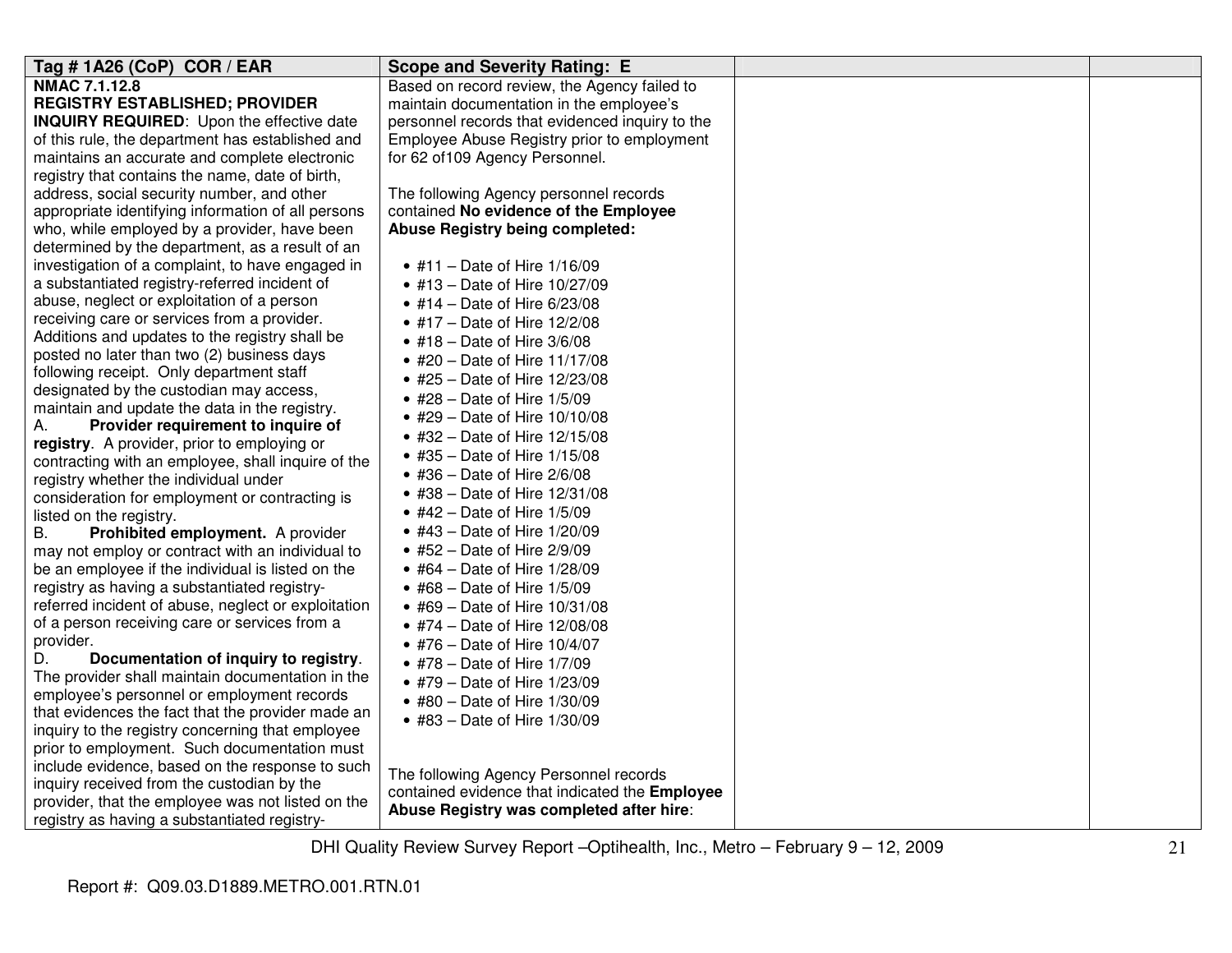| Tag # 1A26 (CoP) COR / EAR | Scope and Severity Rating: E | | |
|---|---|---|---|
| **NMAC 7.1.12.8**<br>**REGISTRY ESTABLISHED; PROVIDER INQUIRY REQUIRED**: Upon the effective date of this rule, the department has established and maintains an accurate and complete electronic registry that contains the name, date of birth, address, social security number, and other appropriate identifying information of all persons who, while employed by a provider, have been determined by the department, as a result of an investigation of a complaint, to have engaged in a substantiated registry-referred incident of abuse, neglect or exploitation of a person receiving care or services from a provider. Additions and updates to the registry shall be posted no later than two (2) business days following receipt. Only department staff designated by the custodian may access, maintain and update the data in the registry.<br>A. **Provider requirement to inquire of registry**. A provider, prior to employing or contracting with an employee, shall inquire of the registry whether the individual under consideration for employment or contracting is listed on the registry.<br>B. **Prohibited employment.** A provider may not employ or contract with an individual to be an employee if the individual is listed on the registry as having a substantiated registry-referred incident of abuse, neglect or exploitation of a person receiving care or services from a provider.<br>D. **Documentation of inquiry to registry**. The provider shall maintain documentation in the employee's personnel or employment records that evidences the fact that the provider made an inquiry to the registry concerning that employee prior to employment. Such documentation must include evidence, based on the response to such inquiry received from the custodian by the provider, that the employee was not listed on the registry as having a substantiated registry- | Based on record review, the Agency failed to maintain documentation in the employee's personnel records that evidenced inquiry to the Employee Abuse Registry prior to employment for 62 of109 Agency Personnel.<br><br>The following Agency personnel records contained **No evidence of the Employee Abuse Registry being completed:**<br><br>• #11 – Date of Hire 1/16/09<br>• #13 – Date of Hire 10/27/09<br>• #14 – Date of Hire 6/23/08<br>• #17 – Date of Hire 12/2/08<br>• #18 – Date of Hire 3/6/08<br>• #20 – Date of Hire 11/17/08<br>• #25 – Date of Hire 12/23/08<br>• #28 – Date of Hire 1/5/09<br>• #29 – Date of Hire 10/10/08<br>• #32 – Date of Hire 12/15/08<br>• #35 – Date of Hire 1/15/08<br>• #36 – Date of Hire 2/6/08<br>• #38 – Date of Hire 12/31/08<br>• #42 – Date of Hire 1/5/09<br>• #43 – Date of Hire 1/20/09<br>• #52 – Date of Hire 2/9/09<br>• #64 – Date of Hire 1/28/09<br>• #68 – Date of Hire 1/5/09<br>• #69 – Date of Hire 10/31/08<br>• #74 – Date of Hire 12/08/08<br>• #76 – Date of Hire 10/4/07<br>• #78 – Date of Hire 1/7/09<br>• #79 – Date of Hire 1/23/09<br>• #80 – Date of Hire 1/30/09<br>• #83 – Date of Hire 1/30/09<br><br>The following Agency Personnel records contained evidence that indicated the **Employee Abuse Registry was completed after hire**: | | |

DHI Quality Review Survey Report –Optihealth, Inc., Metro – February 9 – 12, 2009

Report #: Q09.03.D1889.METRO.001.RTN.01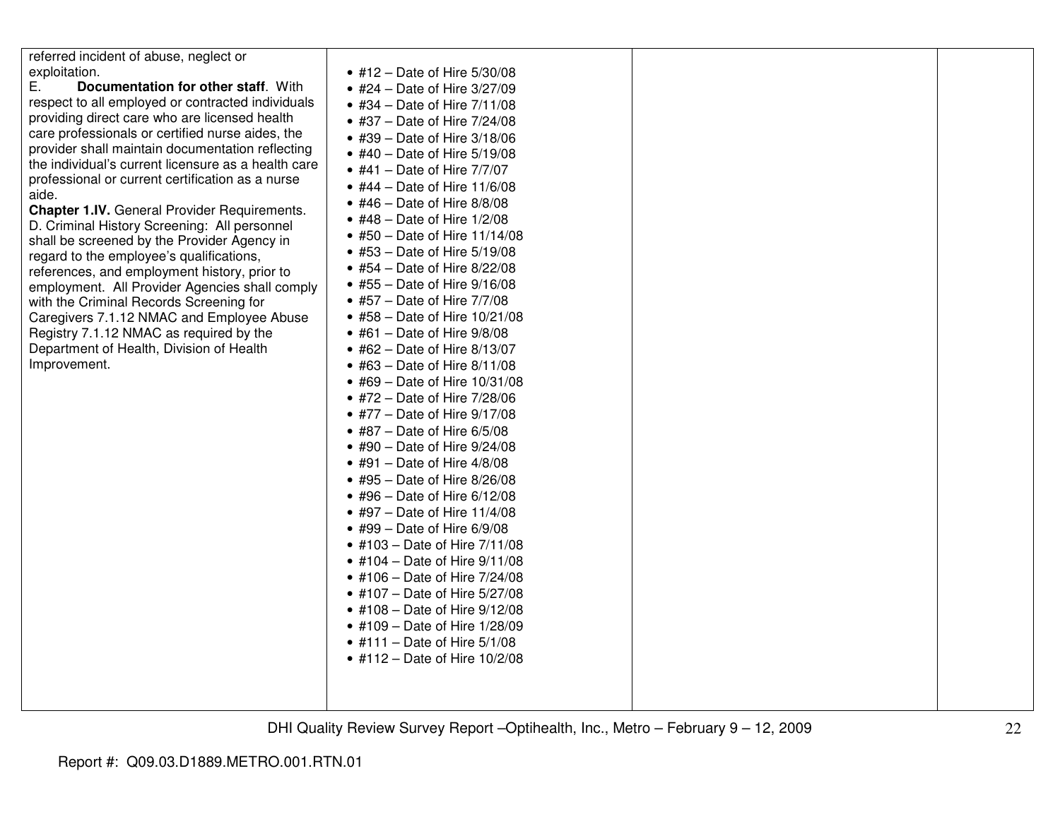| | | | |
|---|---|---|---|
| referred incident of abuse, neglect or exploitation.<br>E. **Documentation for other staff**. With respect to all employed or contracted individuals providing direct care who are licensed health care professionals or certified nurse aides, the provider shall maintain documentation reflecting the individual's current licensure as a health care professional or current certification as a nurse aide.<br>**Chapter 1.IV.** General Provider Requirements. D. Criminal History Screening: All personnel shall be screened by the Provider Agency in regard to the employee's qualifications, references, and employment history, prior to employment. All Provider Agencies shall comply with the Criminal Records Screening for Caregivers 7.1.12 NMAC and Employee Abuse Registry 7.1.12 NMAC as required by the Department of Health, Division of Health Improvement. | • #12 – Date of Hire 5/30/08<br>• #24 – Date of Hire 3/27/09<br>• #34 – Date of Hire 7/11/08<br>• #37 – Date of Hire 7/24/08<br>• #39 – Date of Hire 3/18/06<br>• #40 – Date of Hire 5/19/08<br>• #41 – Date of Hire 7/7/07<br>• #44 – Date of Hire 11/6/08<br>• #46 – Date of Hire 8/8/08<br>• #48 – Date of Hire 1/2/08<br>• #50 – Date of Hire 11/14/08<br>• #53 – Date of Hire 5/19/08<br>• #54 – Date of Hire 8/22/08<br>• #55 – Date of Hire 9/16/08<br>• #57 – Date of Hire 7/7/08<br>• #58 – Date of Hire 10/21/08<br>• #61 – Date of Hire 9/8/08<br>• #62 – Date of Hire 8/13/07<br>• #63 – Date of Hire 8/11/08<br>• #69 – Date of Hire 10/31/08<br>• #72 – Date of Hire 7/28/06<br>• #77 – Date of Hire 9/17/08<br>• #87 – Date of Hire 6/5/08<br>• #90 – Date of Hire 9/24/08<br>• #91 – Date of Hire 4/8/08<br>• #95 – Date of Hire 8/26/08<br>• #96 – Date of Hire 6/12/08<br>• #97 – Date of Hire 11/4/08<br>• #99 – Date of Hire 6/9/08<br>• #103 – Date of Hire 7/11/08<br>• #104 – Date of Hire 9/11/08<br>• #106 – Date of Hire 7/24/08<br>• #107 – Date of Hire 5/27/08<br>• #108 – Date of Hire 9/12/08<br>• #109 – Date of Hire 1/28/09<br>• #111 – Date of Hire 5/1/08<br>• #112 – Date of Hire 10/2/08 | | |

DHI Quality Review Survey Report –Optihealth, Inc., Metro – February 9 – 12, 2009

Report #: Q09.03.D1889.METRO.001.RTN.01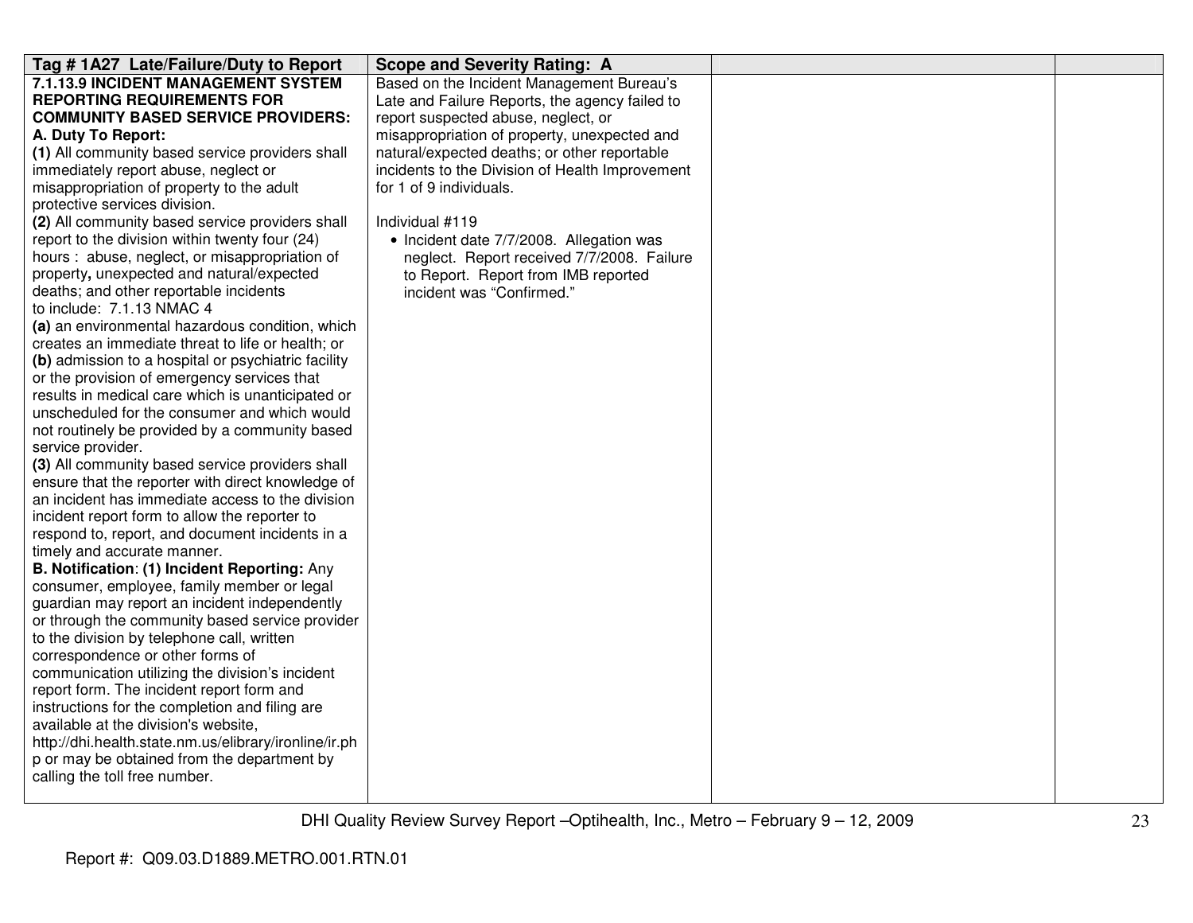| Tag # 1A27 Late/Failure/Duty to Report | Scope and Severity Rating: A | | |
|---|---|---|---|
| **7.1.13.9 INCIDENT MANAGEMENT SYSTEM REPORTING REQUIREMENTS FOR COMMUNITY BASED SERVICE PROVIDERS:**<br>**A. Duty To Report:**<br>**(1)** All community based service providers shall immediately report abuse, neglect or misappropriation of property to the adult protective services division.<br>**(2)** All community based service providers shall report to the division within twenty four (24) hours : abuse, neglect, or misappropriation of property**,** unexpected and natural/expected deaths; and other reportable incidents to include: 7.1.13 NMAC 4<br>**(a)** an environmental hazardous condition, which creates an immediate threat to life or health; or<br>**(b)** admission to a hospital or psychiatric facility or the provision of emergency services that results in medical care which is unanticipated or unscheduled for the consumer and which would not routinely be provided by a community based service provider.<br>**(3)** All community based service providers shall ensure that the reporter with direct knowledge of an incident has immediate access to the division incident report form to allow the reporter to respond to, report, and document incidents in a timely and accurate manner.<br>**B. Notification**: **(1) Incident Reporting:** Any consumer, employee, family member or legal guardian may report an incident independently or through the community based service provider to the division by telephone call, written correspondence or other forms of communication utilizing the division's incident report form. The incident report form and instructions for the completion and filing are available at the division's website, http://dhi.health.state.nm.us/elibrary/ironline/ir.php or may be obtained from the department by calling the toll free number. | Based on the Incident Management Bureau's Late and Failure Reports, the agency failed to report suspected abuse, neglect, or misappropriation of property, unexpected and natural/expected deaths; or other reportable incidents to the Division of Health Improvement for 1 of 9 individuals.<br><br>Individual #119<br>• Incident date 7/7/2008. Allegation was neglect. Report received 7/7/2008. Failure to Report. Report from IMB reported incident was "Confirmed." | | |

DHI Quality Review Survey Report –Optihealth, Inc., Metro – February 9 – 12, 2009

Report #: Q09.03.D1889.METRO.001.RTN.01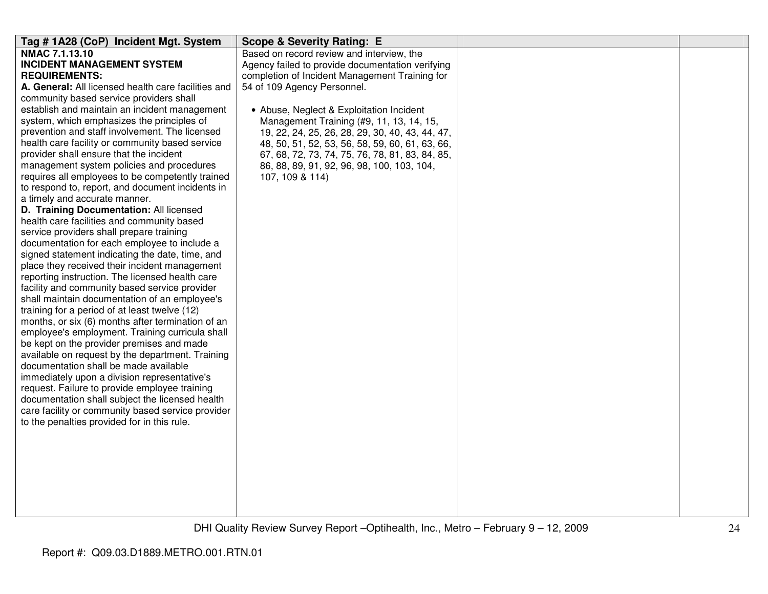| Tag # 1A28 (CoP) Incident Mgt. System | Scope & Severity Rating: E | | |
|---|---|---|---|
| **NMAC 7.1.13.10**<br>**INCIDENT MANAGEMENT SYSTEM REQUIREMENTS:**<br>**A. General:** All licensed health care facilities and community based service providers shall establish and maintain an incident management system, which emphasizes the principles of prevention and staff involvement. The licensed health care facility or community based service provider shall ensure that the incident management system policies and procedures requires all employees to be competently trained to respond to, report, and document incidents in a timely and accurate manner.<br>**D. Training Documentation:** All licensed health care facilities and community based service providers shall prepare training documentation for each employee to include a signed statement indicating the date, time, and place they received their incident management reporting instruction. The licensed health care facility and community based service provider shall maintain documentation of an employee's training for a period of at least twelve (12) months, or six (6) months after termination of an employee's employment. Training curricula shall be kept on the provider premises and made available on request by the department. Training documentation shall be made available immediately upon a division representative's request. Failure to provide employee training documentation shall subject the licensed health care facility or community based service provider to the penalties provided for in this rule. | Based on record review and interview, the Agency failed to provide documentation verifying completion of Incident Management Training for 54 of 109 Agency Personnel.<br><br>• Abuse, Neglect & Exploitation Incident Management Training (#9, 11, 13, 14, 15, 19, 22, 24, 25, 26, 28, 29, 30, 40, 43, 44, 47, 48, 50, 51, 52, 53, 56, 58, 59, 60, 61, 63, 66, 67, 68, 72, 73, 74, 75, 76, 78, 81, 83, 84, 85, 86, 88, 89, 91, 92, 96, 98, 100, 103, 104, 107, 109 & 114) | | |

Report #: Q09.03.D1889.METRO.001.RTN.01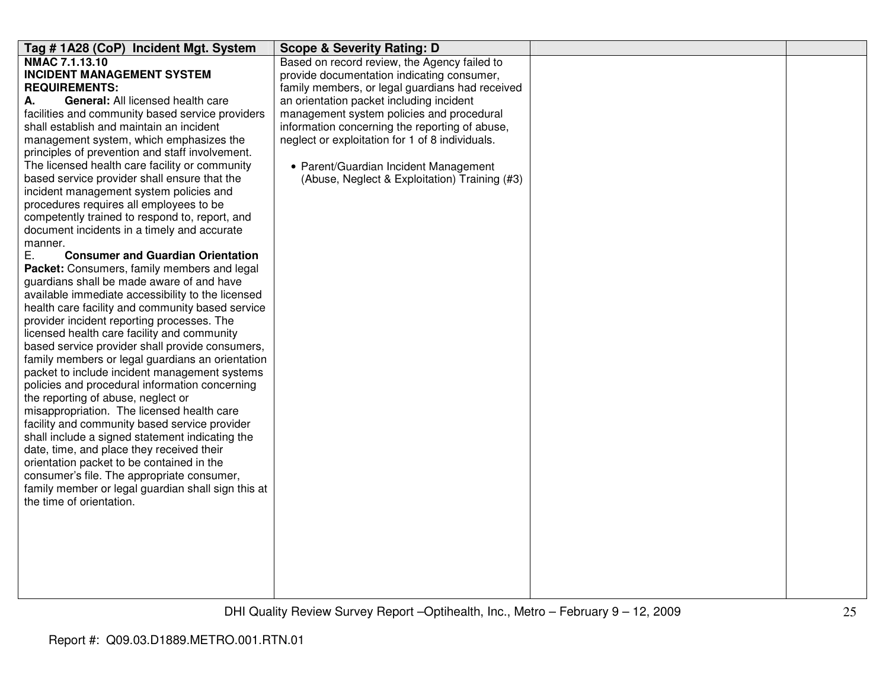| Tag # 1A28 (CoP) Incident Mgt. System | Scope & Severity Rating: D | | |
|---|---|---|---|
| **NMAC 7.1.13.10**<br>**INCIDENT MANAGEMENT SYSTEM REQUIREMENTS:**<br>**A. General:** All licensed health care facilities and community based service providers shall establish and maintain an incident management system, which emphasizes the principles of prevention and staff involvement. The licensed health care facility or community based service provider shall ensure that the incident management system policies and procedures requires all employees to be competently trained to respond to, report, and document incidents in a timely and accurate manner.<br>E. **Consumer and Guardian Orientation Packet:** Consumers, family members and legal guardians shall be made aware of and have available immediate accessibility to the licensed health care facility and community based service provider incident reporting processes. The licensed health care facility and community based service provider shall provide consumers, family members or legal guardians an orientation packet to include incident management systems policies and procedural information concerning the reporting of abuse, neglect or misappropriation. The licensed health care facility and community based service provider shall include a signed statement indicating the date, time, and place they received their orientation packet to be contained in the consumer's file. The appropriate consumer, family member or legal guardian shall sign this at the time of orientation. | Based on record review, the Agency failed to provide documentation indicating consumer, family members, or legal guardians had received an orientation packet including incident management system policies and procedural information concerning the reporting of abuse, neglect or exploitation for 1 of 8 individuals.<br><br>• Parent/Guardian Incident Management (Abuse, Neglect & Exploitation) Training (#3) | | |

Report #: Q09.03.D1889.METRO.001.RTN.01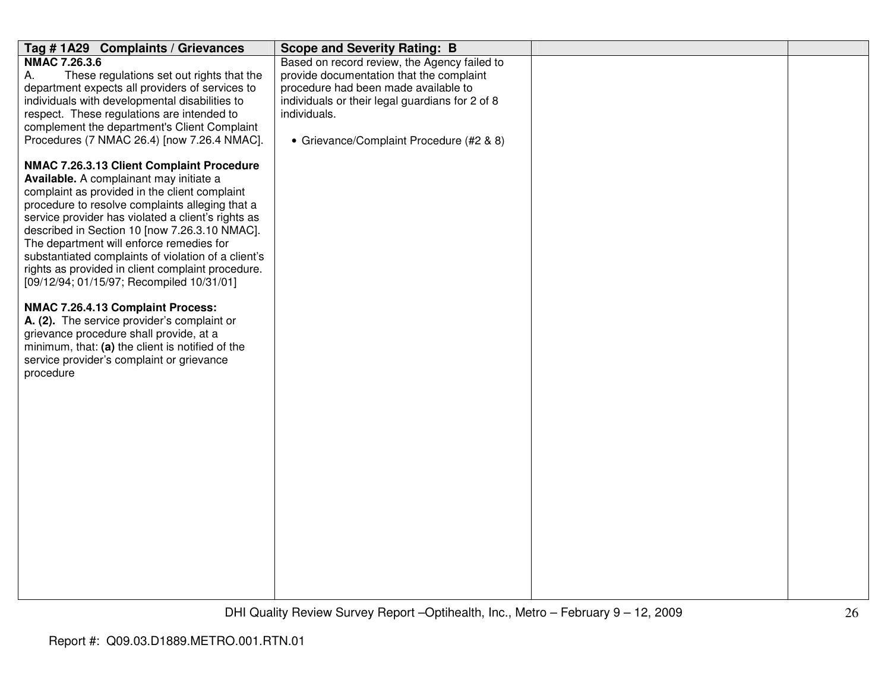| Tag # 1A29 Complaints / Grievances | Scope and Severity Rating: B | | |
|---|---|---|---|
| **NMAC 7.26.3.6**<br>A. These regulations set out rights that the department expects all providers of services to individuals with developmental disabilities to respect. These regulations are intended to complement the department's Client Complaint Procedures (7 NMAC 26.4) [now 7.26.4 NMAC].<br><br>**NMAC 7.26.3.13 Client Complaint Procedure Available.** A complainant may initiate a complaint as provided in the client complaint procedure to resolve complaints alleging that a service provider has violated a client's rights as described in Section 10 [now 7.26.3.10 NMAC]. The department will enforce remedies for substantiated complaints of violation of a client's rights as provided in client complaint procedure. [09/12/94; 01/15/97; Recompiled 10/31/01]<br><br>**NMAC 7.26.4.13 Complaint Process:**<br>**A. (2).** The service provider's complaint or grievance procedure shall provide, at a minimum, that: **(a)** the client is notified of the service provider's complaint or grievance procedure | Based on record review, the Agency failed to provide documentation that the complaint procedure had been made available to individuals or their legal guardians for 2 of 8 individuals.<br><br>• Grievance/Complaint Procedure (#2 & 8) | | |

Report #: Q09.03.D1889.METRO.001.RTN.01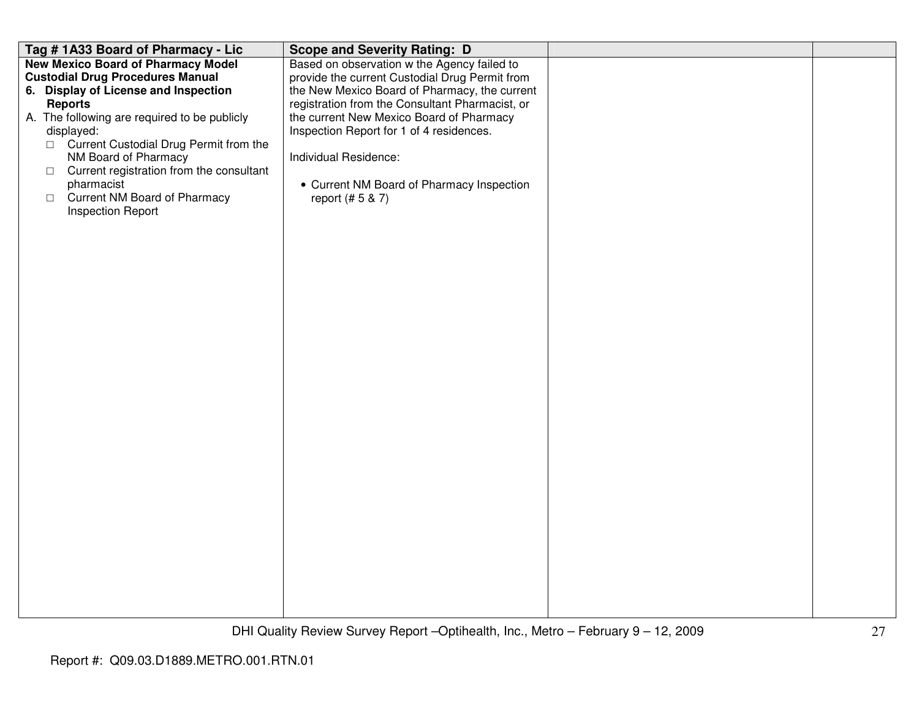| Tag # 1A33 Board of Pharmacy - Lic | Scope and Severity Rating: D | | |
|---|---|---|---|
| **New Mexico Board of Pharmacy Model Custodial Drug Procedures Manual**<br>**6. Display of License and Inspection Reports**<br>A. The following are required to be publicly displayed:<br>□ Current Custodial Drug Permit from the NM Board of Pharmacy<br>□ Current registration from the consultant pharmacist<br>□ Current NM Board of Pharmacy Inspection Report | Based on observation w the Agency failed to provide the current Custodial Drug Permit from the New Mexico Board of Pharmacy, the current registration from the Consultant Pharmacist, or the current New Mexico Board of Pharmacy Inspection Report for 1 of 4 residences.<br><br>Individual Residence:<br><br>• Current NM Board of Pharmacy Inspection report (# 5 & 7) | | |

DHI Quality Review Survey Report –Optihealth, Inc., Metro – February 9 – 12, 2009

Report #: Q09.03.D1889.METRO.001.RTN.01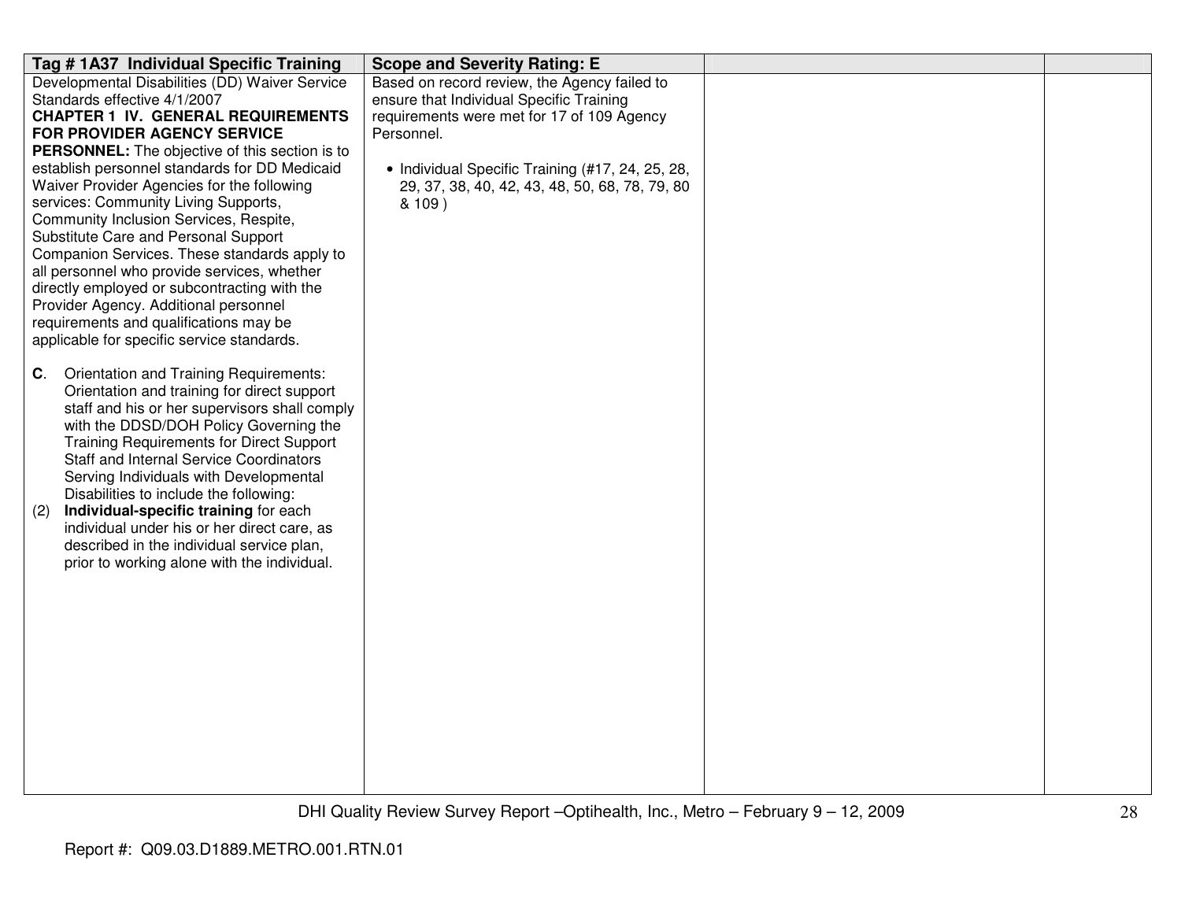| Tag # 1A37 Individual Specific Training | Scope and Severity Rating: E | | |
|---|---|---|---|
| Developmental Disabilities (DD) Waiver Service Standards effective 4/1/2007<br>**CHAPTER 1 IV. GENERAL REQUIREMENTS FOR PROVIDER AGENCY SERVICE PERSONNEL:** The objective of this section is to establish personnel standards for DD Medicaid Waiver Provider Agencies for the following services: Community Living Supports, Community Inclusion Services, Respite, Substitute Care and Personal Support Companion Services. These standards apply to all personnel who provide services, whether directly employed or subcontracting with the Provider Agency. Additional personnel requirements and qualifications may be applicable for specific service standards.<br><br>**C**. Orientation and Training Requirements: Orientation and training for direct support staff and his or her supervisors shall comply with the DDSD/DOH Policy Governing the Training Requirements for Direct Support Staff and Internal Service Coordinators Serving Individuals with Developmental Disabilities to include the following:<br>(2) **Individual-specific training** for each individual under his or her direct care, as described in the individual service plan, prior to working alone with the individual. | Based on record review, the Agency failed to ensure that Individual Specific Training requirements were met for 17 of 109 Agency Personnel.<br><br>• Individual Specific Training (#17, 24, 25, 28, 29, 37, 38, 40, 42, 43, 48, 50, 68, 78, 79, 80 & 109 ) | | |

Report #: Q09.03.D1889.METRO.001.RTN.01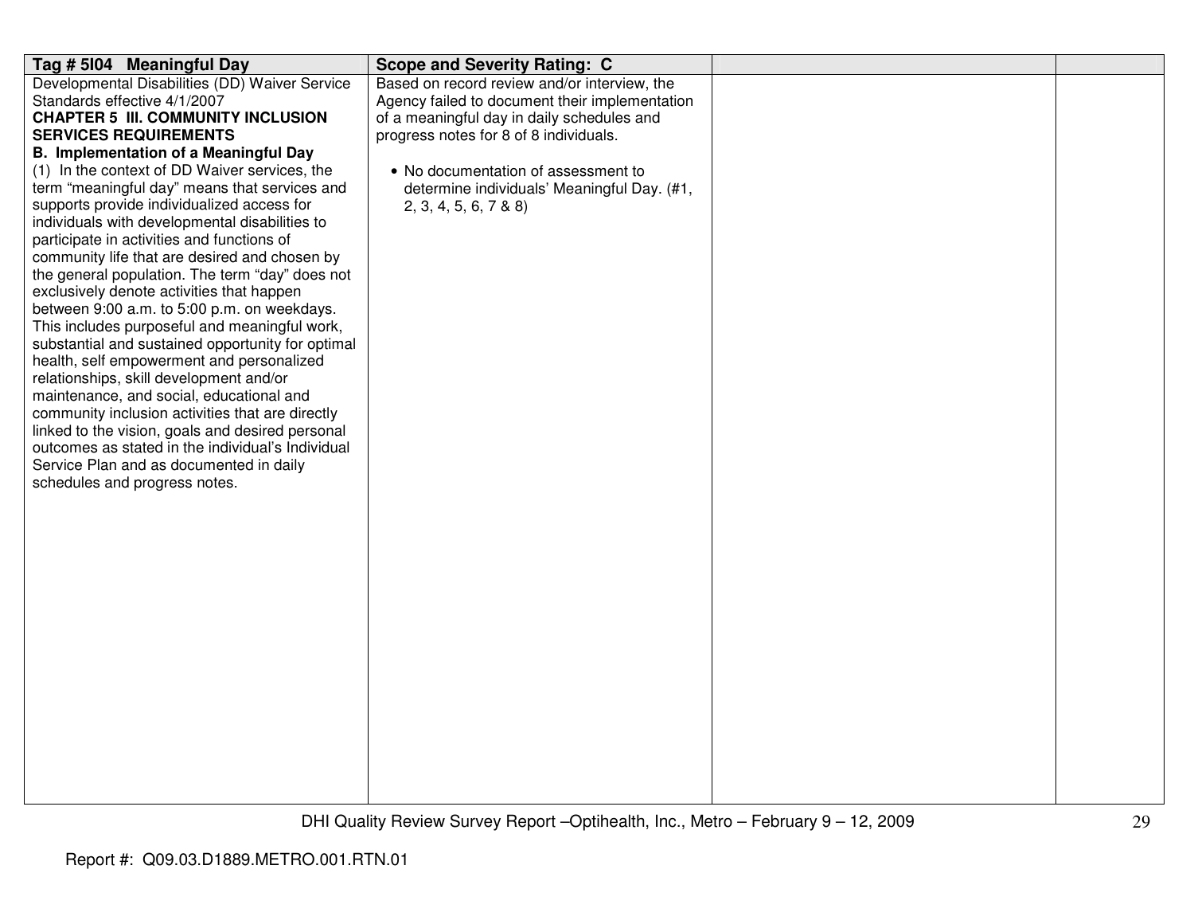| Tag # 5I04 Meaningful Day | Scope and Severity Rating: C | | |
|---|---|---|---|
| Developmental Disabilities (DD) Waiver Service Standards effective 4/1/2007<br>**CHAPTER 5 III. COMMUNITY INCLUSION SERVICES REQUIREMENTS**<br>**B. Implementation of a Meaningful Day**<br>(1) In the context of DD Waiver services, the term "meaningful day" means that services and supports provide individualized access for individuals with developmental disabilities to participate in activities and functions of community life that are desired and chosen by the general population. The term "day" does not exclusively denote activities that happen between 9:00 a.m. to 5:00 p.m. on weekdays. This includes purposeful and meaningful work, substantial and sustained opportunity for optimal health, self empowerment and personalized relationships, skill development and/or maintenance, and social, educational and community inclusion activities that are directly linked to the vision, goals and desired personal outcomes as stated in the individual's Individual Service Plan and as documented in daily schedules and progress notes. | Based on record review and/or interview, the Agency failed to document their implementation of a meaningful day in daily schedules and progress notes for 8 of 8 individuals.<br><br>• No documentation of assessment to determine individuals' Meaningful Day. (#1, 2, 3, 4, 5, 6, 7 & 8) | | |

DHI Quality Review Survey Report –Optihealth, Inc., Metro – February 9 – 12, 2009

Report #: Q09.03.D1889.METRO.001.RTN.01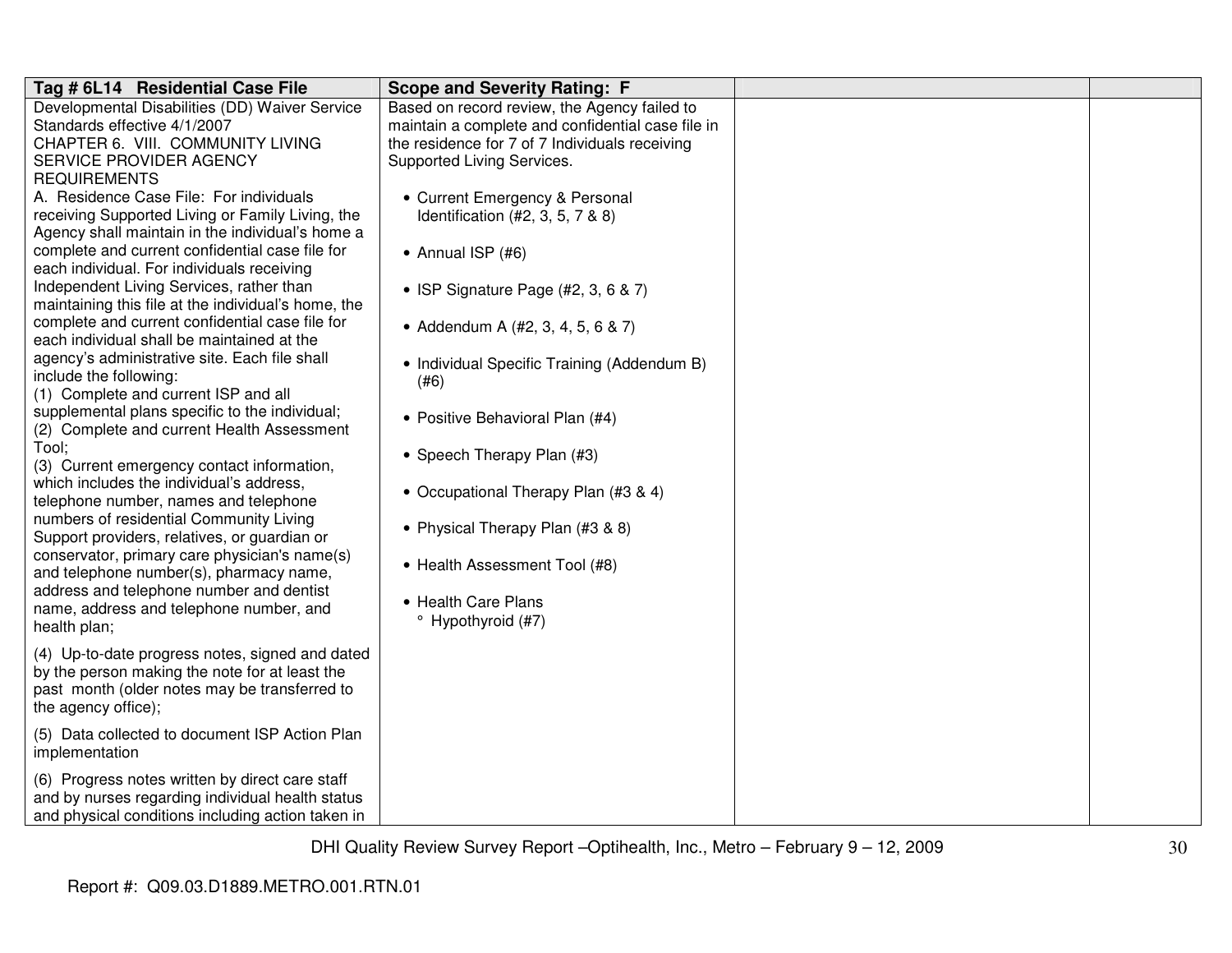| Tag # 6L14 Residential Case File | Scope and Severity Rating: F | | |
|---|---|---|---|
| Developmental Disabilities (DD) Waiver Service Standards effective 4/1/2007<br>CHAPTER 6. VIII. COMMUNITY LIVING SERVICE PROVIDER AGENCY REQUIREMENTS<br>A. Residence Case File: For individuals receiving Supported Living or Family Living, the Agency shall maintain in the individual's home a complete and current confidential case file for each individual. For individuals receiving Independent Living Services, rather than maintaining this file at the individual's home, the complete and current confidential case file for each individual shall be maintained at the agency's administrative site. Each file shall include the following:<br>(1) Complete and current ISP and all supplemental plans specific to the individual;<br>(2) Complete and current Health Assessment Tool;<br>(3) Current emergency contact information, which includes the individual's address, telephone number, names and telephone numbers of residential Community Living Support providers, relatives, or guardian or conservator, primary care physician's name(s) and telephone number(s), pharmacy name, address and telephone number and dentist name, address and telephone number, and health plan;<br>(4) Up-to-date progress notes, signed and dated by the person making the note for at least the past month (older notes may be transferred to the agency office);<br>(5) Data collected to document ISP Action Plan implementation<br>(6) Progress notes written by direct care staff and by nurses regarding individual health status and physical conditions including action taken in | Based on record review, the Agency failed to maintain a complete and confidential case file in the residence for 7 of 7 Individuals receiving Supported Living Services.<br><br>• Current Emergency & Personal Identification (#2, 3, 5, 7 & 8)<br>• Annual ISP (#6)<br>• ISP Signature Page (#2, 3, 6 & 7)<br>• Addendum A (#2, 3, 4, 5, 6 & 7)<br>• Individual Specific Training (Addendum B) (#6)<br>• Positive Behavioral Plan (#4)<br>• Speech Therapy Plan (#3)<br>• Occupational Therapy Plan (#3 & 4)<br>• Physical Therapy Plan (#3 & 8)<br>• Health Assessment Tool (#8)<br>• Health Care Plans<br>° Hypothyroid (#7) | | |

Report #: Q09.03.D1889.METRO.001.RTN.01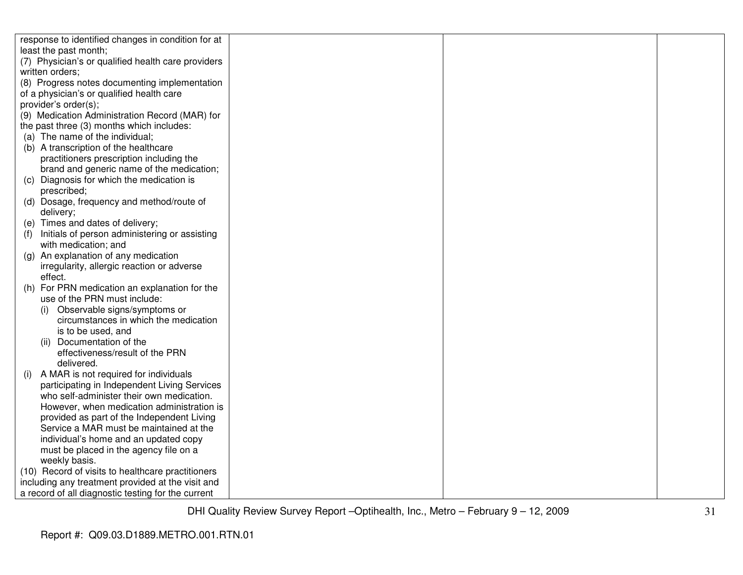| | | | |
|---|---|---|---|
| response to identified changes in condition for at least the past month;<br>(7) Physician's or qualified health care providers written orders;<br>(8) Progress notes documenting implementation of a physician's or qualified health care provider's order(s);<br>(9) Medication Administration Record (MAR) for the past three (3) months which includes:<br>(a) The name of the individual;<br>(b) A transcription of the healthcare practitioners prescription including the brand and generic name of the medication;<br>(c) Diagnosis for which the medication is prescribed;<br>(d) Dosage, frequency and method/route of delivery;<br>(e) Times and dates of delivery;<br>(f) Initials of person administering or assisting with medication; and<br>(g) An explanation of any medication irregularity, allergic reaction or adverse effect.<br>(h) For PRN medication an explanation for the use of the PRN must include:<br>(i) Observable signs/symptoms or circumstances in which the medication is to be used, and<br>(ii) Documentation of the effectiveness/result of the PRN delivered.<br>(i) A MAR is not required for individuals participating in Independent Living Services who self-administer their own medication. However, when medication administration is provided as part of the Independent Living Service a MAR must be maintained at the individual's home and an updated copy must be placed in the agency file on a weekly basis.<br>(10) Record of visits to healthcare practitioners including any treatment provided at the visit and a record of all diagnostic testing for the current | | | |

DHI Quality Review Survey Report –Optihealth, Inc., Metro – February 9 – 12, 2009

Report #: Q09.03.D1889.METRO.001.RTN.01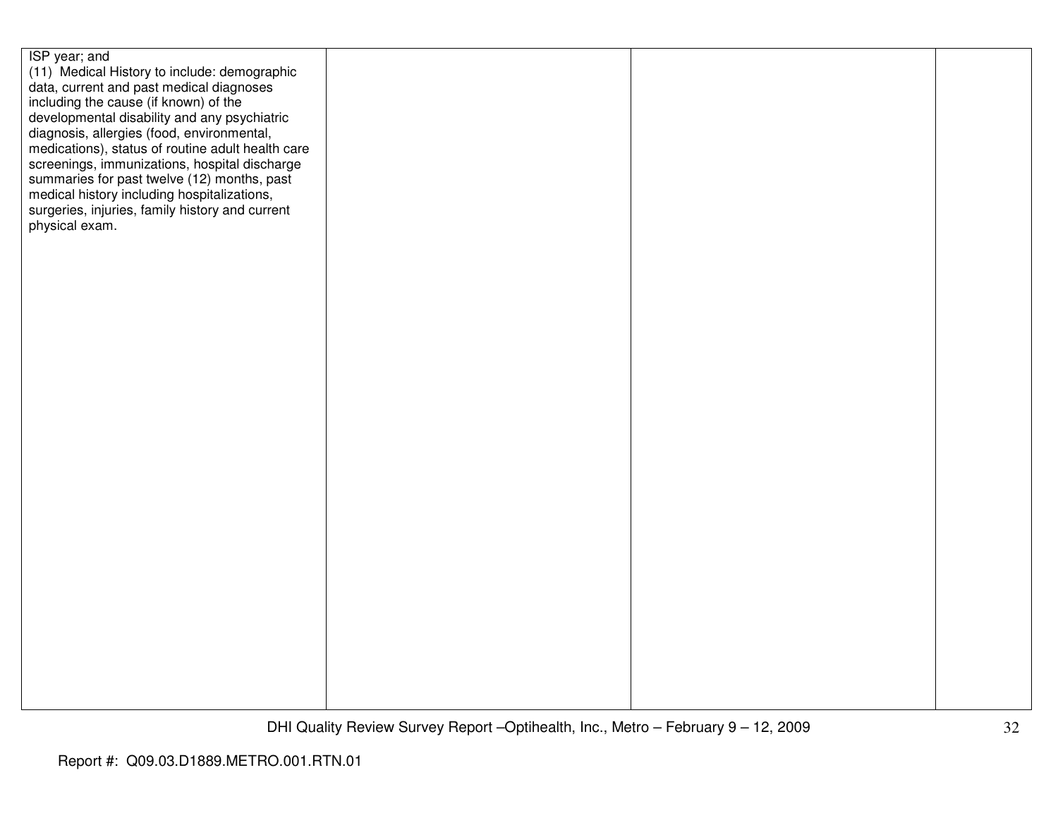| | | | |
|---|---|---|---|
| ISP year; and<br>(11) Medical History to include: demographic data, current and past medical diagnoses including the cause (if known) of the developmental disability and any psychiatric diagnosis, allergies (food, environmental, medications), status of routine adult health care screenings, immunizations, hospital discharge summaries for past twelve (12) months, past medical history including hospitalizations, surgeries, injuries, family history and current physical exam. | | | |

Report #: Q09.03.D1889.METRO.001.RTN.01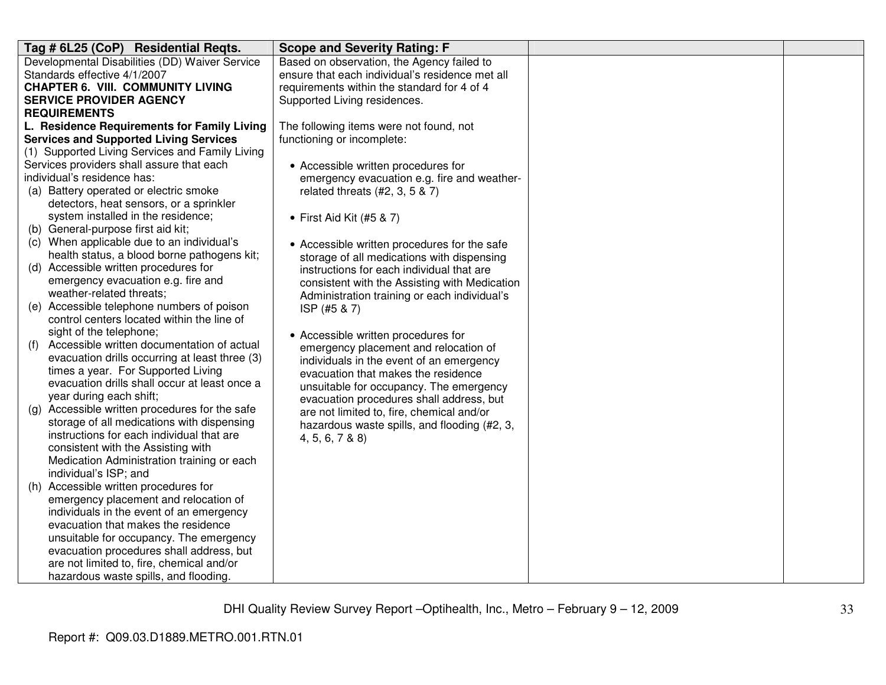| Tag # 6L25 (CoP) Residential Reqts. | Scope and Severity Rating: F | | |
|---|---|---|---|
| Developmental Disabilities (DD) Waiver Service Standards effective 4/1/2007<br>**CHAPTER 6. VIII. COMMUNITY LIVING SERVICE PROVIDER AGENCY REQUIREMENTS**<br>**L. Residence Requirements for Family Living Services and Supported Living Services**<br>(1) Supported Living Services and Family Living Services providers shall assure that each individual's residence has:<br>(a) Battery operated or electric smoke detectors, heat sensors, or a sprinkler system installed in the residence;<br>(b) General-purpose first aid kit;<br>(c) When applicable due to an individual's health status, a blood borne pathogens kit;<br>(d) Accessible written procedures for emergency evacuation e.g. fire and weather-related threats;<br>(e) Accessible telephone numbers of poison control centers located within the line of sight of the telephone;<br>(f) Accessible written documentation of actual evacuation drills occurring at least three (3) times a year. For Supported Living evacuation drills shall occur at least once a year during each shift;<br>(g) Accessible written procedures for the safe storage of all medications with dispensing instructions for each individual that are consistent with the Assisting with Medication Administration training or each individual's ISP; and<br>(h) Accessible written procedures for emergency placement and relocation of individuals in the event of an emergency evacuation that makes the residence unsuitable for occupancy. The emergency evacuation procedures shall address, but are not limited to, fire, chemical and/or hazardous waste spills, and flooding. | Based on observation, the Agency failed to ensure that each individual's residence met all requirements within the standard for 4 of 4 Supported Living residences.<br><br>The following items were not found, not functioning or incomplete:<br><br>• Accessible written procedures for emergency evacuation e.g. fire and weather-related threats (#2, 3, 5 & 7)<br><br>• First Aid Kit (#5 & 7)<br><br>• Accessible written procedures for the safe storage of all medications with dispensing instructions for each individual that are consistent with the Assisting with Medication Administration training or each individual's ISP (#5 & 7)<br><br>• Accessible written procedures for emergency placement and relocation of individuals in the event of an emergency evacuation that makes the residence unsuitable for occupancy. The emergency evacuation procedures shall address, but are not limited to, fire, chemical and/or hazardous waste spills, and flooding (#2, 3, 4, 5, 6, 7 & 8) | | |

DHI Quality Review Survey Report –Optihealth, Inc., Metro – February 9 – 12, 2009

Report #: Q09.03.D1889.METRO.001.RTN.01